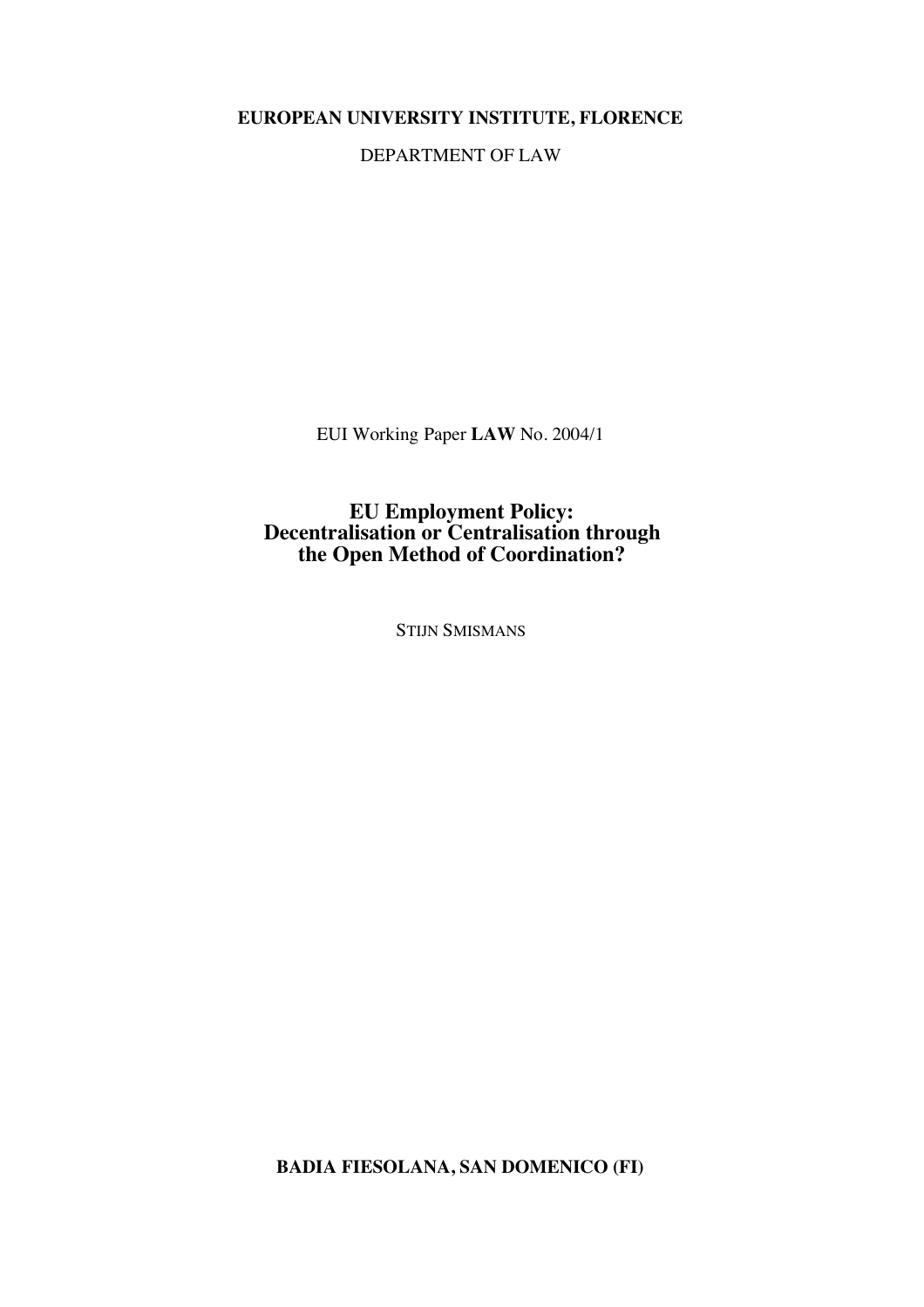**EUROPEAN UNIVERSITY INSTITUTE, FLORENCE**

DEPARTMENT OF LAW

EUI Working Paper **LAW** No. 2004/1

# EU Employment Policy: Decentralisation or Centralisation through the Open Method of Coordination?

STIJN SMISMANS

**BADIA FIESOLANA, SAN DOMENICO (FI)**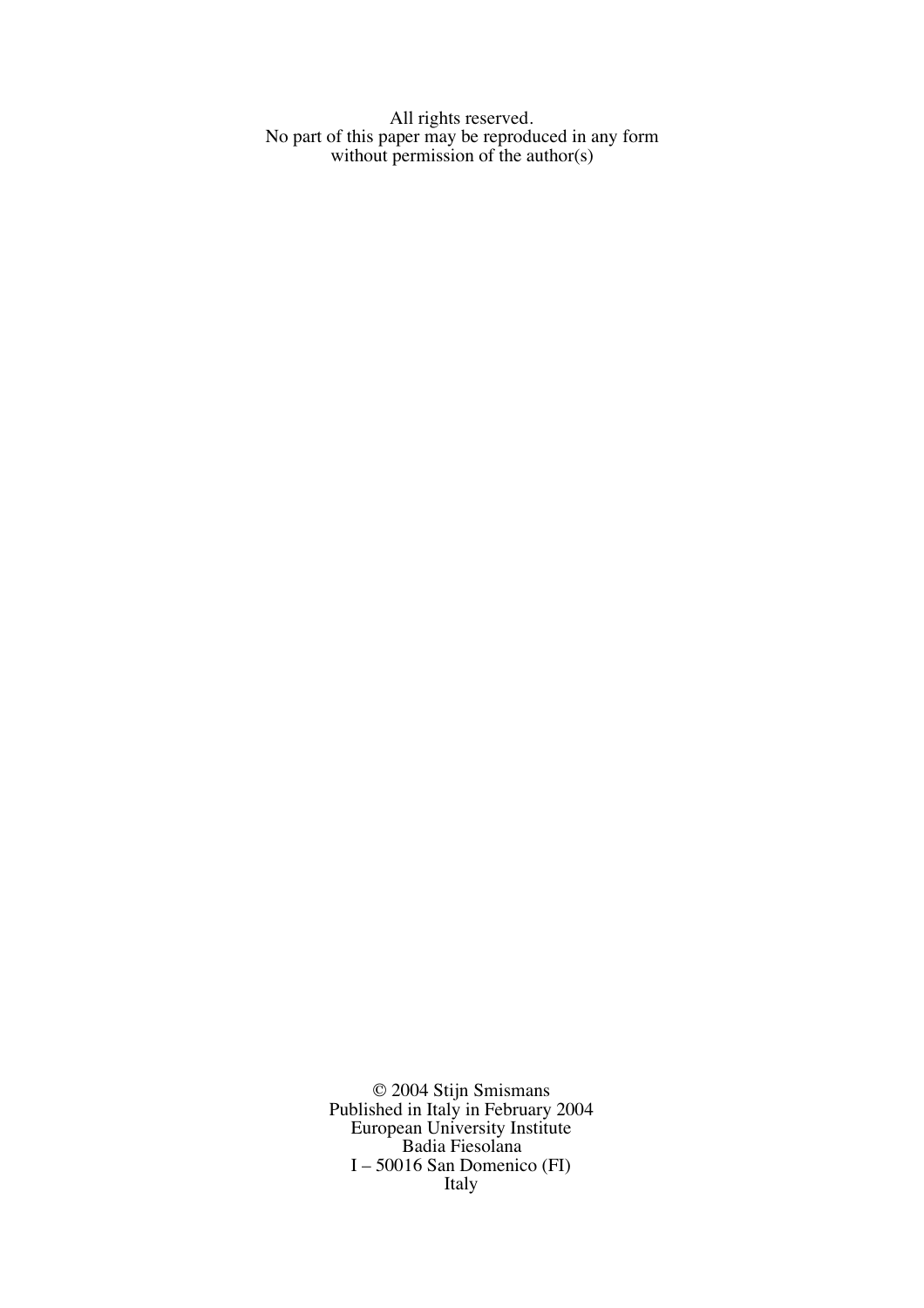All rights reserved.
No part of this paper may be reproduced in any form
without permission of the author(s)

© 2004 Stijn Smismans
Published in Italy in February 2004
European University Institute
Badia Fiesolana
I – 50016 San Domenico (FI)
Italy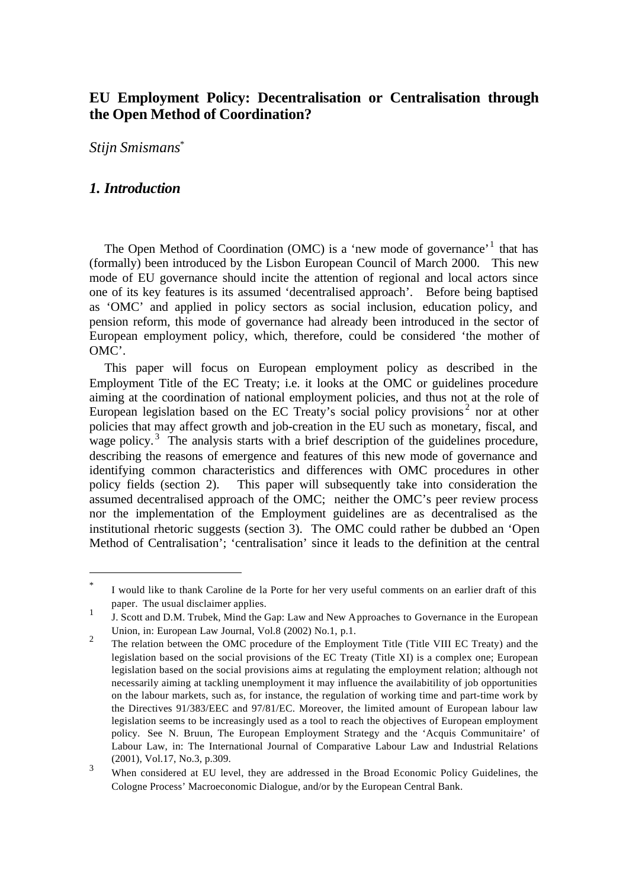## EU Employment Policy: Decentralisation or Centralisation through the Open Method of Coordination?

*Stijn Smismans*[*]

### *1. Introduction*

The Open Method of Coordination (OMC) is a 'new mode of governance'[1] that has (formally) been introduced by the Lisbon European Council of March 2000. This new mode of EU governance should incite the attention of regional and local actors since one of its key features is its assumed 'decentralised approach'. Before being baptised as 'OMC' and applied in policy sectors as social inclusion, education policy, and pension reform, this mode of governance had already been introduced in the sector of European employment policy, which, therefore, could be considered 'the mother of OMC'.

This paper will focus on European employment policy as described in the Employment Title of the EC Treaty; i.e. it looks at the OMC or guidelines procedure aiming at the coordination of national employment policies, and thus not at the role of European legislation based on the EC Treaty's social policy provisions[2] nor at other policies that may affect growth and job-creation in the EU such as monetary, fiscal, and wage policy.[3] The analysis starts with a brief description of the guidelines procedure, describing the reasons of emergence and features of this new mode of governance and identifying common characteristics and differences with OMC procedures in other policy fields (section 2). This paper will subsequently take into consideration the assumed decentralised approach of the OMC; neither the OMC's peer review process nor the implementation of the Employment guidelines are as decentralised as the institutional rhetoric suggests (section 3). The OMC could rather be dubbed an 'Open Method of Centralisation'; 'centralisation' since it leads to the definition at the central

---

[*] I would like to thank Caroline de la Porte for her very useful comments on an earlier draft of this paper. The usual disclaimer applies.

[1] J. Scott and D.M. Trubek, Mind the Gap: Law and New Approaches to Governance in the European Union, in: European Law Journal, Vol.8 (2002) No.1, p.1.

[2] The relation between the OMC procedure of the Employment Title (Title VIII EC Treaty) and the legislation based on the social provisions of the EC Treaty (Title XI) is a complex one; European legislation based on the social provisions aims at regulating the employment relation; although not necessarily aiming at tackling unemployment it may influence the availabitility of job opportunities on the labour markets, such as, for instance, the regulation of working time and part-time work by the Directives 91/383/EEC and 97/81/EC. Moreover, the limited amount of European labour law legislation seems to be increasingly used as a tool to reach the objectives of European employment policy. See N. Bruun, The European Employment Strategy and the 'Acquis Communitaire' of Labour Law, in: The International Journal of Comparative Labour Law and Industrial Relations (2001), Vol.17, No.3, p.309.

[3] When considered at EU level, they are addressed in the Broad Economic Policy Guidelines, the Cologne Process' Macroeconomic Dialogue, and/or by the European Central Bank.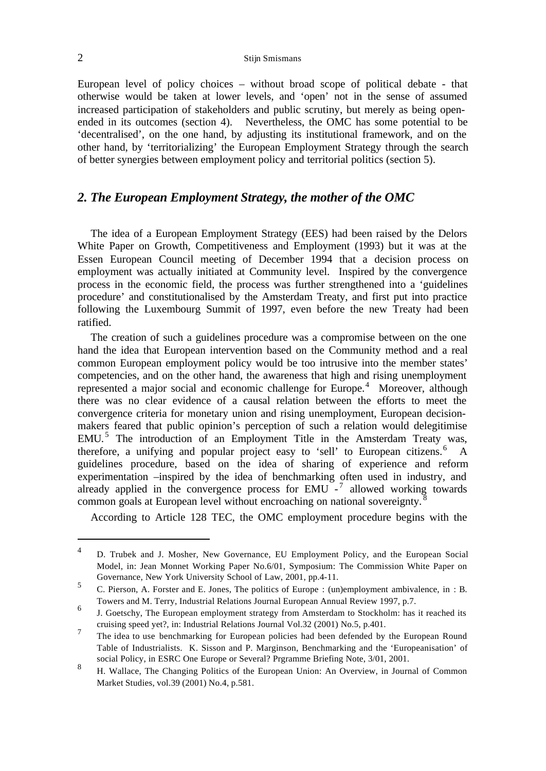European level of policy choices – without broad scope of political debate - that otherwise would be taken at lower levels, and 'open' not in the sense of assumed increased participation of stakeholders and public scrutiny, but merely as being open-ended in its outcomes (section 4). Nevertheless, the OMC has some potential to be 'decentralised', on the one hand, by adjusting its institutional framework, and on the other hand, by 'territorializing' the European Employment Strategy through the search of better synergies between employment policy and territorial politics (section 5).

## *2. The European Employment Strategy, the mother of the OMC*

The idea of a European Employment Strategy (EES) had been raised by the Delors White Paper on Growth, Competitiveness and Employment (1993) but it was at the Essen European Council meeting of December 1994 that a decision process on employment was actually initiated at Community level. Inspired by the convergence process in the economic field, the process was further strengthened into a 'guidelines procedure' and constitutionalised by the Amsterdam Treaty, and first put into practice following the Luxembourg Summit of 1997, even before the new Treaty had been ratified.

The creation of such a guidelines procedure was a compromise between on the one hand the idea that European intervention based on the Community method and a real common European employment policy would be too intrusive into the member states' competencies, and on the other hand, the awareness that high and rising unemployment represented a major social and economic challenge for Europe.[4] Moreover, although there was no clear evidence of a causal relation between the efforts to meet the convergence criteria for monetary union and rising unemployment, European decision-makers feared that public opinion's perception of such a relation would delegitimise EMU.[5] The introduction of an Employment Title in the Amsterdam Treaty was, therefore, a unifying and popular project easy to 'sell' to European citizens.[6] A guidelines procedure, based on the idea of sharing of experience and reform experimentation –inspired by the idea of benchmarking often used in industry, and already applied in the convergence process for EMU -[7] allowed working towards common goals at European level without encroaching on national sovereignty.[8]

According to Article 128 TEC, the OMC employment procedure begins with the

---

[4] D. Trubek and J. Mosher, New Governance, EU Employment Policy, and the European Social Model, in: Jean Monnet Working Paper No.6/01, Symposium: The Commission White Paper on Governance, New York University School of Law, 2001, pp.4-11.

[5] C. Pierson, A. Forster and E. Jones, The politics of Europe : (un)employment ambivalence, in : B. Towers and M. Terry, Industrial Relations Journal European Annual Review 1997, p.7.

[6] J. Goetschy, The European employment strategy from Amsterdam to Stockholm: has it reached its cruising speed yet?, in: Industrial Relations Journal Vol.32 (2001) No.5, p.401.

[7] The idea to use benchmarking for European policies had been defended by the European Round Table of Industrialists. K. Sisson and P. Marginson, Benchmarking and the 'Europeanisation' of social Policy, in ESRC One Europe or Several? Prgramme Briefing Note, 3/01, 2001.

[8] H. Wallace, The Changing Politics of the European Union: An Overview, in Journal of Common Market Studies, vol.39 (2001) No.4, p.581.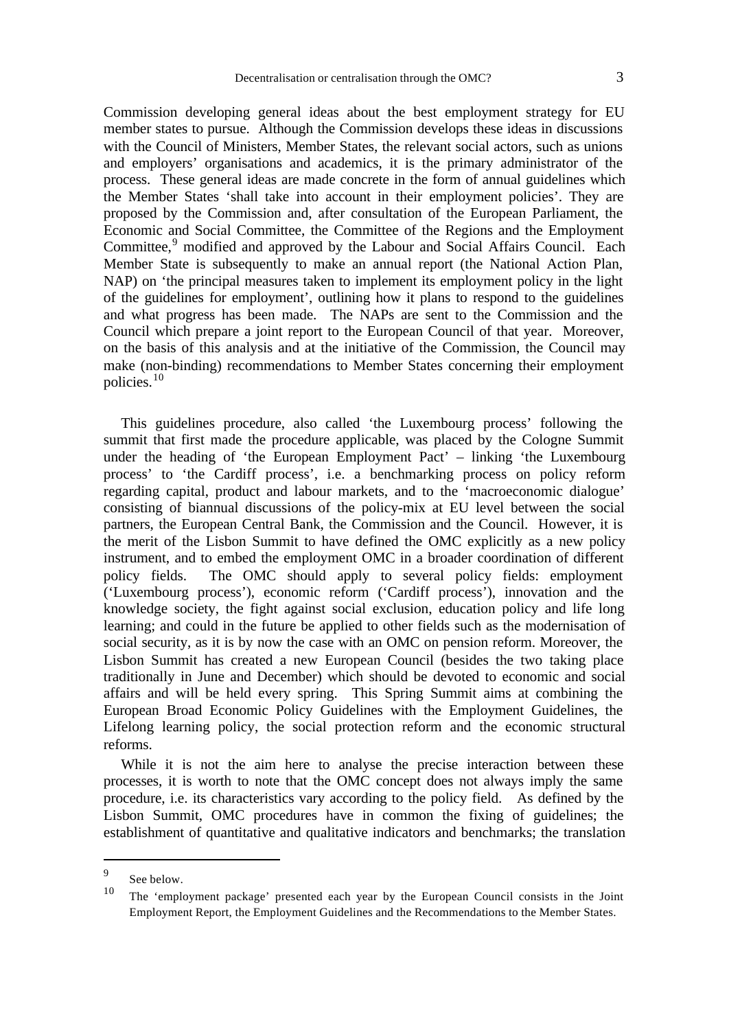Commission developing general ideas about the best employment strategy for EU member states to pursue. Although the Commission develops these ideas in discussions with the Council of Ministers, Member States, the relevant social actors, such as unions and employers' organisations and academics, it is the primary administrator of the process. These general ideas are made concrete in the form of annual guidelines which the Member States 'shall take into account in their employment policies'. They are proposed by the Commission and, after consultation of the European Parliament, the Economic and Social Committee, the Committee of the Regions and the Employment Committee,[9] modified and approved by the Labour and Social Affairs Council. Each Member State is subsequently to make an annual report (the National Action Plan, NAP) on 'the principal measures taken to implement its employment policy in the light of the guidelines for employment', outlining how it plans to respond to the guidelines and what progress has been made. The NAPs are sent to the Commission and the Council which prepare a joint report to the European Council of that year. Moreover, on the basis of this analysis and at the initiative of the Commission, the Council may make (non-binding) recommendations to Member States concerning their employment policies.[10]

This guidelines procedure, also called 'the Luxembourg process' following the summit that first made the procedure applicable, was placed by the Cologne Summit under the heading of 'the European Employment Pact' – linking 'the Luxembourg process' to 'the Cardiff process', i.e. a benchmarking process on policy reform regarding capital, product and labour markets, and to the 'macroeconomic dialogue' consisting of biannual discussions of the policy-mix at EU level between the social partners, the European Central Bank, the Commission and the Council. However, it is the merit of the Lisbon Summit to have defined the OMC explicitly as a new policy instrument, and to embed the employment OMC in a broader coordination of different policy fields. The OMC should apply to several policy fields: employment ('Luxembourg process'), economic reform ('Cardiff process'), innovation and the knowledge society, the fight against social exclusion, education policy and life long learning; and could in the future be applied to other fields such as the modernisation of social security, as it is by now the case with an OMC on pension reform. Moreover, the Lisbon Summit has created a new European Council (besides the two taking place traditionally in June and December) which should be devoted to economic and social affairs and will be held every spring. This Spring Summit aims at combining the European Broad Economic Policy Guidelines with the Employment Guidelines, the Lifelong learning policy, the social protection reform and the economic structural reforms.

While it is not the aim here to analyse the precise interaction between these processes, it is worth to note that the OMC concept does not always imply the same procedure, i.e. its characteristics vary according to the policy field. As defined by the Lisbon Summit, OMC procedures have in common the fixing of guidelines; the establishment of quantitative and qualitative indicators and benchmarks; the translation

---

[9] See below.

[10] The 'employment package' presented each year by the European Council consists in the Joint Employment Report, the Employment Guidelines and the Recommendations to the Member States.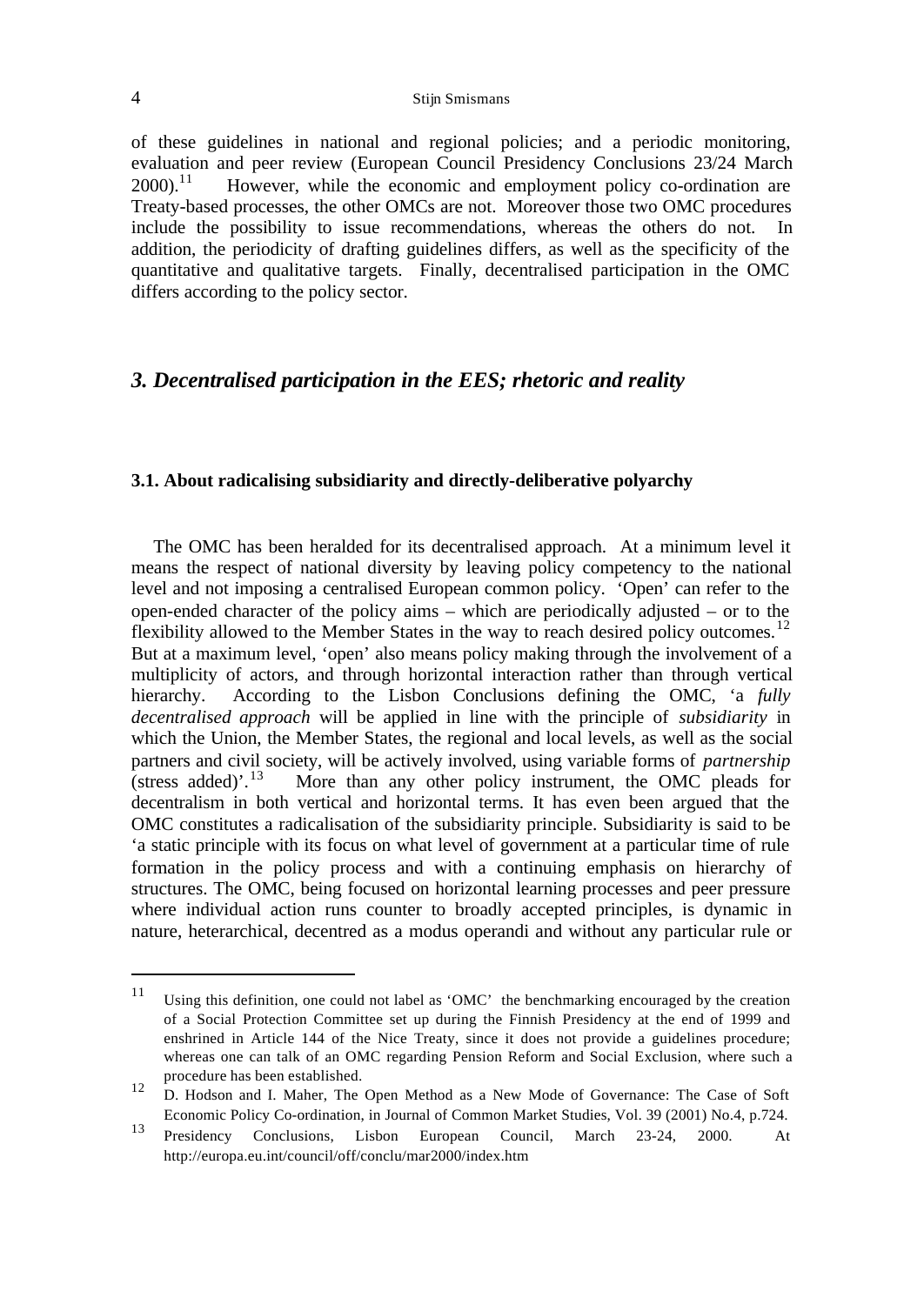of these guidelines in national and regional policies; and a periodic monitoring, evaluation and peer review (European Council Presidency Conclusions 23/24 March 2000).[11] However, while the economic and employment policy co-ordination are Treaty-based processes, the other OMCs are not. Moreover those two OMC procedures include the possibility to issue recommendations, whereas the others do not. In addition, the periodicity of drafting guidelines differs, as well as the specificity of the quantitative and qualitative targets. Finally, decentralised participation in the OMC differs according to the policy sector.

## *3. Decentralised participation in the EES; rhetoric and reality*

### 3.1. About radicalising subsidiarity and directly-deliberative polyarchy

The OMC has been heralded for its decentralised approach. At a minimum level it means the respect of national diversity by leaving policy competency to the national level and not imposing a centralised European common policy. 'Open' can refer to the open-ended character of the policy aims – which are periodically adjusted – or to the flexibility allowed to the Member States in the way to reach desired policy outcomes.[12] But at a maximum level, 'open' also means policy making through the involvement of a multiplicity of actors, and through horizontal interaction rather than through vertical hierarchy. According to the Lisbon Conclusions defining the OMC, 'a *fully decentralised approach* will be applied in line with the principle of *subsidiarity* in which the Union, the Member States, the regional and local levels, as well as the social partners and civil society, will be actively involved, using variable forms of *partnership* (stress added)'.[13] More than any other policy instrument, the OMC pleads for decentralism in both vertical and horizontal terms. It has even been argued that the OMC constitutes a radicalisation of the subsidiarity principle. Subsidiarity is said to be 'a static principle with its focus on what level of government at a particular time of rule formation in the policy process and with a continuing emphasis on hierarchy of structures. The OMC, being focused on horizontal learning processes and peer pressure where individual action runs counter to broadly accepted principles, is dynamic in nature, heterarchical, decentred as a modus operandi and without any particular rule or

---

[11] Using this definition, one could not label as 'OMC' the benchmarking encouraged by the creation of a Social Protection Committee set up during the Finnish Presidency at the end of 1999 and enshrined in Article 144 of the Nice Treaty, since it does not provide a guidelines procedure; whereas one can talk of an OMC regarding Pension Reform and Social Exclusion, where such a procedure has been established.

[12] D. Hodson and I. Maher, The Open Method as a New Mode of Governance: The Case of Soft Economic Policy Co-ordination, in Journal of Common Market Studies, Vol. 39 (2001) No.4, p.724.

[13] Presidency Conclusions, Lisbon European Council, March 23-24, 2000. At http://europa.eu.int/council/off/conclu/mar2000/index.htm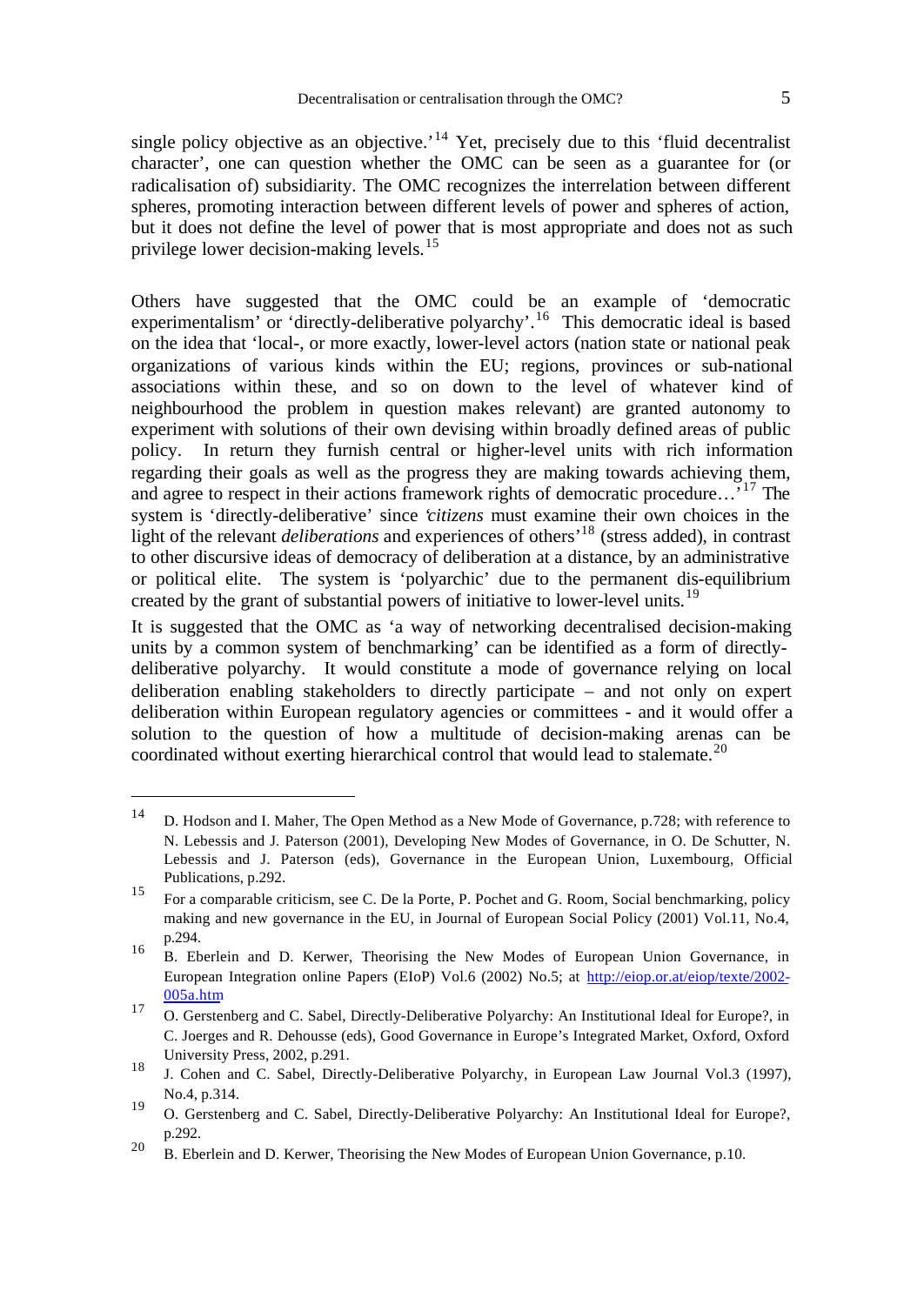single policy objective as an objective.'[14] Yet, precisely due to this 'fluid decentralist character', one can question whether the OMC can be seen as a guarantee for (or radicalisation of) subsidiarity. The OMC recognizes the interrelation between different spheres, promoting interaction between different levels of power and spheres of action, but it does not define the level of power that is most appropriate and does not as such privilege lower decision-making levels.[15]

Others have suggested that the OMC could be an example of 'democratic experimentalism' or 'directly-deliberative polyarchy'.[16] This democratic ideal is based on the idea that 'local-, or more exactly, lower-level actors (nation state or national peak organizations of various kinds within the EU; regions, provinces or sub-national associations within these, and so on down to the level of whatever kind of neighbourhood the problem in question makes relevant) are granted autonomy to experiment with solutions of their own devising within broadly defined areas of public policy. In return they furnish central or higher-level units with rich information regarding their goals as well as the progress they are making towards achieving them, and agree to respect in their actions framework rights of democratic procedure…'[17] The system is 'directly-deliberative' since '*citizens* must examine their own choices in the light of the relevant *deliberations* and experiences of others'[18] (stress added), in contrast to other discursive ideas of democracy of deliberation at a distance, by an administrative or political elite. The system is 'polyarchic' due to the permanent dis-equilibrium created by the grant of substantial powers of initiative to lower-level units.[19]

It is suggested that the OMC as 'a way of networking decentralised decision-making units by a common system of benchmarking' can be identified as a form of directly-deliberative polyarchy. It would constitute a mode of governance relying on local deliberation enabling stakeholders to directly participate – and not only on expert deliberation within European regulatory agencies or committees - and it would offer a solution to the question of how a multitude of decision-making arenas can be coordinated without exerting hierarchical control that would lead to stalemate.[20]

---

[14] D. Hodson and I. Maher, The Open Method as a New Mode of Governance, p.728; with reference to N. Lebessis and J. Paterson (2001), Developing New Modes of Governance, in O. De Schutter, N. Lebessis and J. Paterson (eds), Governance in the European Union, Luxembourg, Official Publications, p.292.

[15] For a comparable criticism, see C. De la Porte, P. Pochet and G. Room, Social benchmarking, policy making and new governance in the EU, in Journal of European Social Policy (2001) Vol.11, No.4, p.294.

[16] B. Eberlein and D. Kerwer, Theorising the New Modes of European Union Governance, in European Integration online Papers (EIoP) Vol.6 (2002) No.5; at http://eiop.or.at/eiop/texte/2002-005a.htm

[17] O. Gerstenberg and C. Sabel, Directly-Deliberative Polyarchy: An Institutional Ideal for Europe?, in C. Joerges and R. Dehousse (eds), Good Governance in Europe's Integrated Market, Oxford, Oxford University Press, 2002, p.291.

[18] J. Cohen and C. Sabel, Directly-Deliberative Polyarchy, in European Law Journal Vol.3 (1997), No.4, p.314.

[19] O. Gerstenberg and C. Sabel, Directly-Deliberative Polyarchy: An Institutional Ideal for Europe?, p.292.

[20] B. Eberlein and D. Kerwer, Theorising the New Modes of European Union Governance, p.10.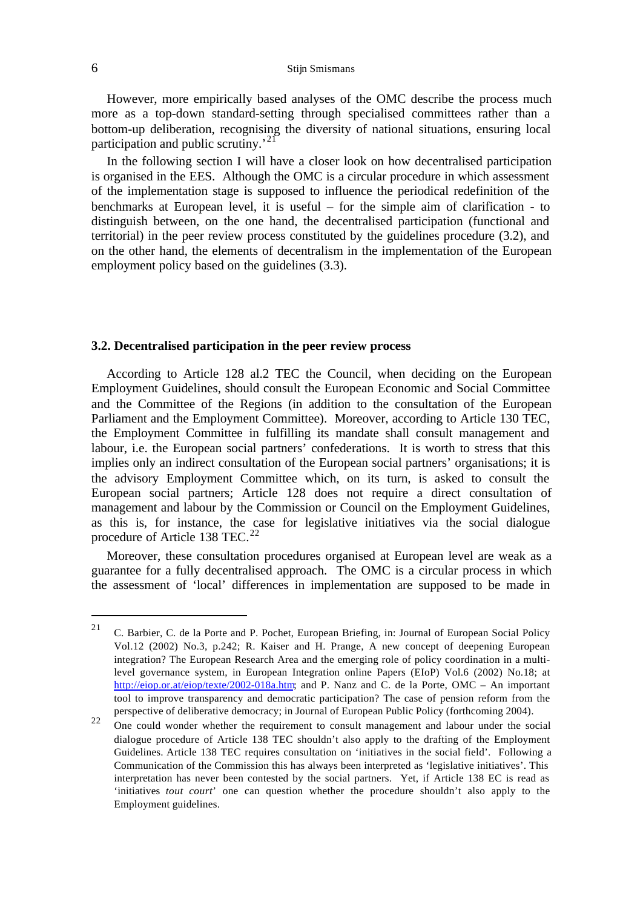However, more empirically based analyses of the OMC describe the process much more as a top-down standard-setting through specialised committees rather than a bottom-up deliberation, recognising the diversity of national situations, ensuring local participation and public scrutiny.'[21]

In the following section I will have a closer look on how decentralised participation is organised in the EES. Although the OMC is a circular procedure in which assessment of the implementation stage is supposed to influence the periodical redefinition of the benchmarks at European level, it is useful – for the simple aim of clarification - to distinguish between, on the one hand, the decentralised participation (functional and territorial) in the peer review process constituted by the guidelines procedure (3.2), and on the other hand, the elements of decentralism in the implementation of the European employment policy based on the guidelines (3.3).

### 3.2. Decentralised participation in the peer review process

According to Article 128 al.2 TEC the Council, when deciding on the European Employment Guidelines, should consult the European Economic and Social Committee and the Committee of the Regions (in addition to the consultation of the European Parliament and the Employment Committee). Moreover, according to Article 130 TEC, the Employment Committee in fulfilling its mandate shall consult management and labour, i.e. the European social partners' confederations. It is worth to stress that this implies only an indirect consultation of the European social partners' organisations; it is the advisory Employment Committee which, on its turn, is asked to consult the European social partners; Article 128 does not require a direct consultation of management and labour by the Commission or Council on the Employment Guidelines, as this is, for instance, the case for legislative initiatives via the social dialogue procedure of Article 138 TEC.[22]

Moreover, these consultation procedures organised at European level are weak as a guarantee for a fully decentralised approach. The OMC is a circular process in which the assessment of 'local' differences in implementation are supposed to be made in

---

[21] C. Barbier, C. de la Porte and P. Pochet, European Briefing, in: Journal of European Social Policy Vol.12 (2002) No.3, p.242; R. Kaiser and H. Prange, A new concept of deepening European integration? The European Research Area and the emerging role of policy coordination in a multi-level governance system, in European Integration online Papers (EIoP) Vol.6 (2002) No.18; at http://eiop.or.at/eiop/texte/2002-018a.htm; and P. Nanz and C. de la Porte, OMC – An important tool to improve transparency and democratic participation? The case of pension reform from the perspective of deliberative democracy; in Journal of European Public Policy (forthcoming 2004).

[22] One could wonder whether the requirement to consult management and labour under the social dialogue procedure of Article 138 TEC shouldn't also apply to the drafting of the Employment Guidelines. Article 138 TEC requires consultation on 'initiatives in the social field'. Following a Communication of the Commission this has always been interpreted as 'legislative initiatives'. This interpretation has never been contested by the social partners. Yet, if Article 138 EC is read as 'initiatives *tout court*' one can question whether the procedure shouldn't also apply to the Employment guidelines.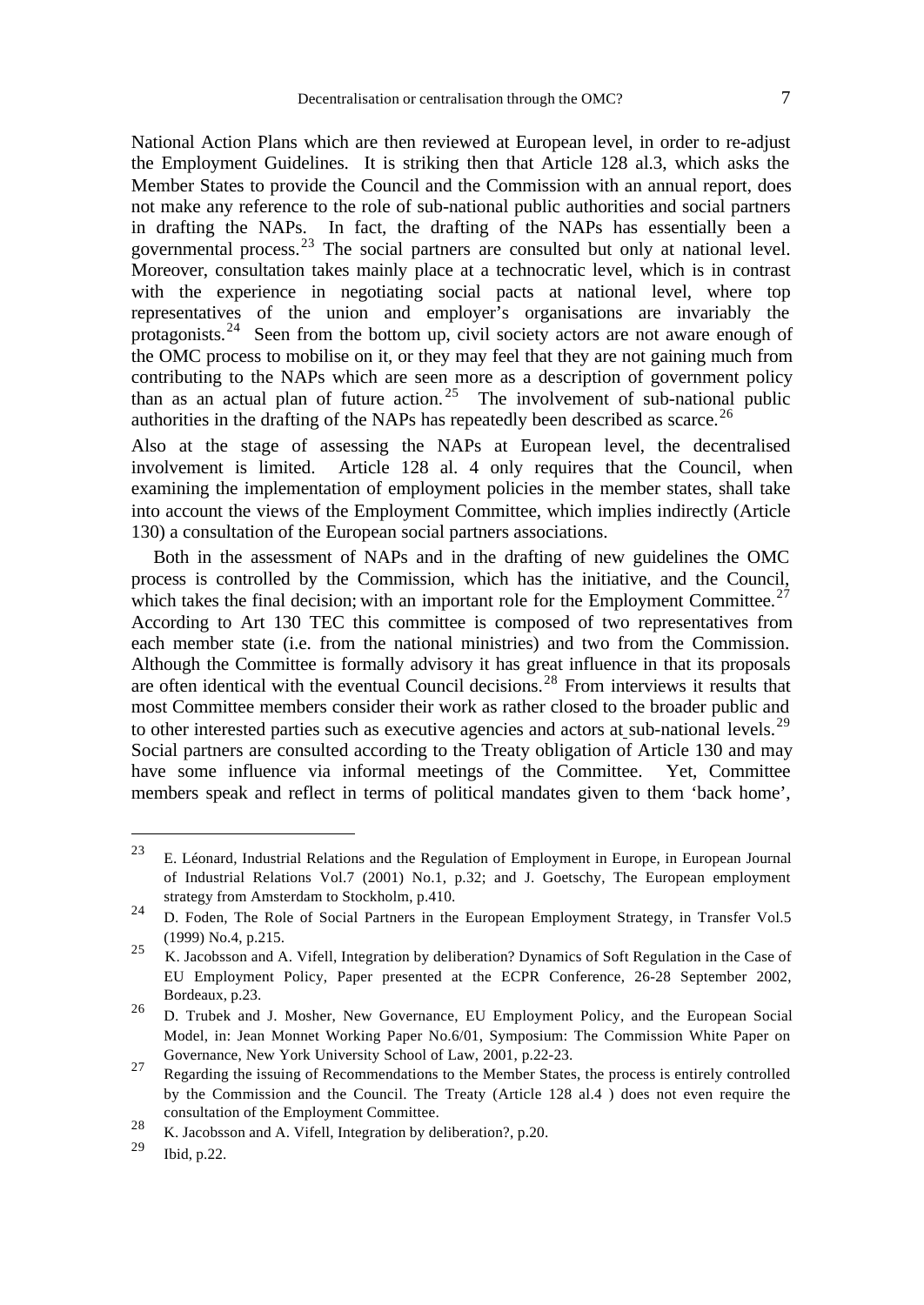National Action Plans which are then reviewed at European level, in order to re-adjust the Employment Guidelines. It is striking then that Article 128 al.3, which asks the Member States to provide the Council and the Commission with an annual report, does not make any reference to the role of sub-national public authorities and social partners in drafting the NAPs. In fact, the drafting of the NAPs has essentially been a governmental process.[23] The social partners are consulted but only at national level. Moreover, consultation takes mainly place at a technocratic level, which is in contrast with the experience in negotiating social pacts at national level, where top representatives of the union and employer's organisations are invariably the protagonists.[24] Seen from the bottom up, civil society actors are not aware enough of the OMC process to mobilise on it, or they may feel that they are not gaining much from contributing to the NAPs which are seen more as a description of government policy than as an actual plan of future action.[25] The involvement of sub-national public authorities in the drafting of the NAPs has repeatedly been described as scarce.[26]

Also at the stage of assessing the NAPs at European level, the decentralised involvement is limited. Article 128 al. 4 only requires that the Council, when examining the implementation of employment policies in the member states, shall take into account the views of the Employment Committee, which implies indirectly (Article 130) a consultation of the European social partners associations.

Both in the assessment of NAPs and in the drafting of new guidelines the OMC process is controlled by the Commission, which has the initiative, and the Council, which takes the final decision; with an important role for the Employment Committee.[27] According to Art 130 TEC this committee is composed of two representatives from each member state (i.e. from the national ministries) and two from the Commission. Although the Committee is formally advisory it has great influence in that its proposals are often identical with the eventual Council decisions.[28] From interviews it results that most Committee members consider their work as rather closed to the broader public and to other interested parties such as executive agencies and actors at sub-national levels.[29] Social partners are consulted according to the Treaty obligation of Article 130 and may have some influence via informal meetings of the Committee. Yet, Committee members speak and reflect in terms of political mandates given to them 'back home',

---

[23] E. Léonard, Industrial Relations and the Regulation of Employment in Europe, in European Journal of Industrial Relations Vol.7 (2001) No.1, p.32; and J. Goetschy, The European employment strategy from Amsterdam to Stockholm, p.410.

[24] D. Foden, The Role of Social Partners in the European Employment Strategy, in Transfer Vol.5 (1999) No.4, p.215.

[25] K. Jacobsson and A. Vifell, Integration by deliberation? Dynamics of Soft Regulation in the Case of EU Employment Policy, Paper presented at the ECPR Conference, 26-28 September 2002, Bordeaux, p.23.

[26] D. Trubek and J. Mosher, New Governance, EU Employment Policy, and the European Social Model, in: Jean Monnet Working Paper No.6/01, Symposium: The Commission White Paper on Governance, New York University School of Law, 2001, p.22-23.

[27] Regarding the issuing of Recommendations to the Member States, the process is entirely controlled by the Commission and the Council. The Treaty (Article 128 al.4 ) does not even require the consultation of the Employment Committee.

[28] K. Jacobsson and A. Vifell, Integration by deliberation?, p.20.

[29] Ibid, p.22.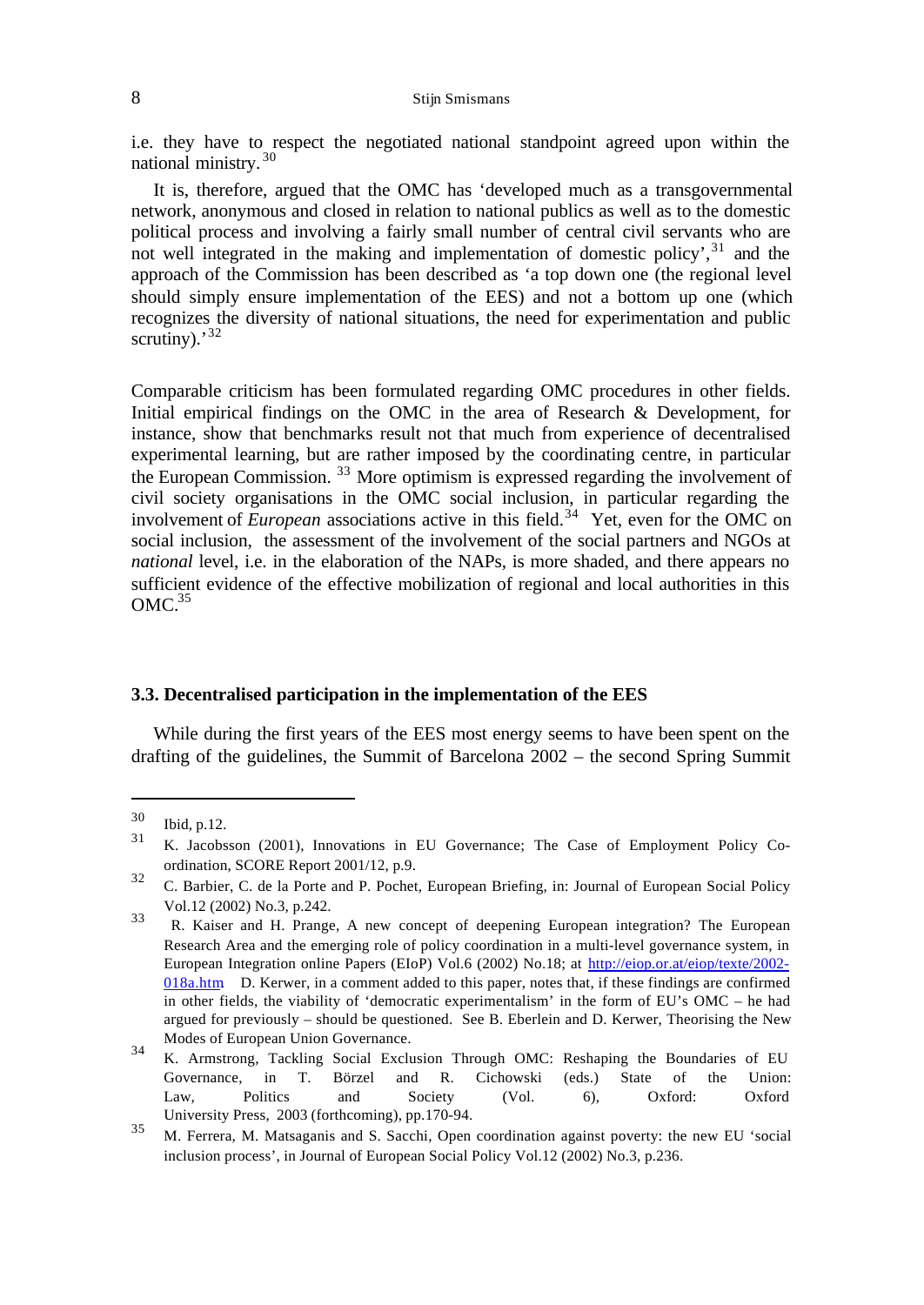i.e. they have to respect the negotiated national standpoint agreed upon within the national ministry.[30]

It is, therefore, argued that the OMC has 'developed much as a transgovernmental network, anonymous and closed in relation to national publics as well as to the domestic political process and involving a fairly small number of central civil servants who are not well integrated in the making and implementation of domestic policy',[31] and the approach of the Commission has been described as 'a top down one (the regional level should simply ensure implementation of the EES) and not a bottom up one (which recognizes the diversity of national situations, the need for experimentation and public scrutiny).'[32]

Comparable criticism has been formulated regarding OMC procedures in other fields. Initial empirical findings on the OMC in the area of Research & Development, for instance, show that benchmarks result not that much from experience of decentralised experimental learning, but are rather imposed by the coordinating centre, in particular the European Commission.[33] More optimism is expressed regarding the involvement of civil society organisations in the OMC social inclusion, in particular regarding the involvement of *European* associations active in this field.[34] Yet, even for the OMC on social inclusion, the assessment of the involvement of the social partners and NGOs at *national* level, i.e. in the elaboration of the NAPs, is more shaded, and there appears no sufficient evidence of the effective mobilization of regional and local authorities in this OMC.[35]

### 3.3. Decentralised participation in the implementation of the EES

While during the first years of the EES most energy seems to have been spent on the drafting of the guidelines, the Summit of Barcelona 2002 – the second Spring Summit

---

[30] Ibid, p.12.

[31] K. Jacobsson (2001), Innovations in EU Governance; The Case of Employment Policy Co-ordination, SCORE Report 2001/12, p.9.

[32] C. Barbier, C. de la Porte and P. Pochet, European Briefing, in: Journal of European Social Policy Vol.12 (2002) No.3, p.242.

[33] R. Kaiser and H. Prange, A new concept of deepening European integration? The European Research Area and the emerging role of policy coordination in a multi-level governance system, in European Integration online Papers (EIoP) Vol.6 (2002) No.18; at http://eiop.or.at/eiop/texte/2002-018a.htm D. Kerwer, in a comment added to this paper, notes that, if these findings are confirmed in other fields, the viability of 'democratic experimentalism' in the form of EU's OMC – he had argued for previously – should be questioned. See B. Eberlein and D. Kerwer, Theorising the New Modes of European Union Governance.

[34] K. Armstrong, Tackling Social Exclusion Through OMC: Reshaping the Boundaries of EU Governance, in T. Börzel and R. Cichowski (eds.) State of the Union: Law, Politics and Society (Vol. 6), Oxford: Oxford University Press, 2003 (forthcoming), pp.170-94.

[35] M. Ferrera, M. Matsaganis and S. Sacchi, Open coordination against poverty: the new EU 'social inclusion process', in Journal of European Social Policy Vol.12 (2002) No.3, p.236.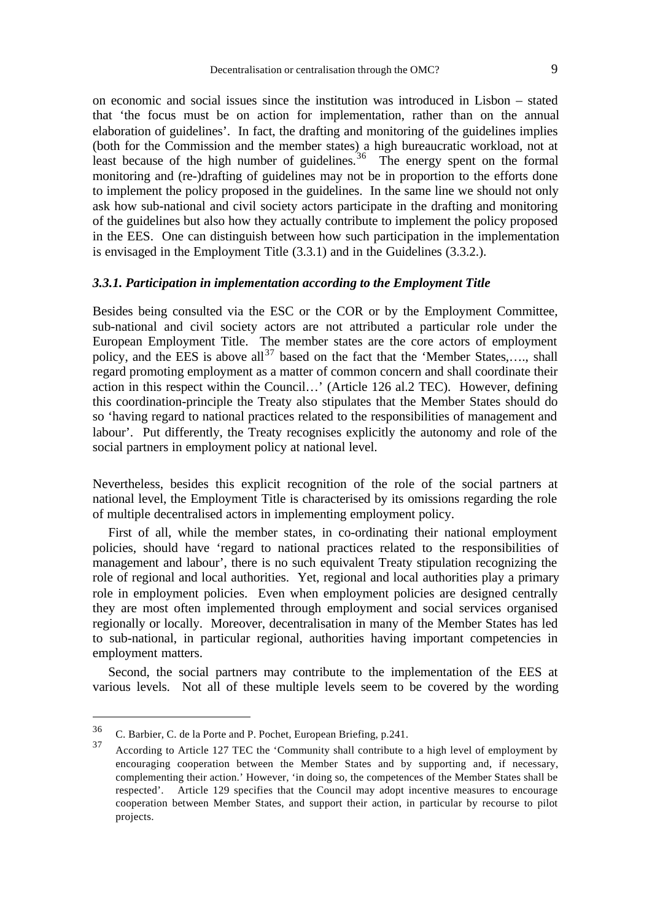on economic and social issues since the institution was introduced in Lisbon – stated that 'the focus must be on action for implementation, rather than on the annual elaboration of guidelines'. In fact, the drafting and monitoring of the guidelines implies (both for the Commission and the member states) a high bureaucratic workload, not at least because of the high number of guidelines.[36] The energy spent on the formal monitoring and (re-)drafting of guidelines may not be in proportion to the efforts done to implement the policy proposed in the guidelines. In the same line we should not only ask how sub-national and civil society actors participate in the drafting and monitoring of the guidelines but also how they actually contribute to implement the policy proposed in the EES. One can distinguish between how such participation in the implementation is envisaged in the Employment Title (3.3.1) and in the Guidelines (3.3.2.).

### *3.3.1. Participation in implementation according to the Employment Title*

Besides being consulted via the ESC or the COR or by the Employment Committee, sub-national and civil society actors are not attributed a particular role under the European Employment Title. The member states are the core actors of employment policy, and the EES is above all[37] based on the fact that the 'Member States,…., shall regard promoting employment as a matter of common concern and shall coordinate their action in this respect within the Council…' (Article 126 al.2 TEC). However, defining this coordination-principle the Treaty also stipulates that the Member States should do so 'having regard to national practices related to the responsibilities of management and labour'. Put differently, the Treaty recognises explicitly the autonomy and role of the social partners in employment policy at national level.

Nevertheless, besides this explicit recognition of the role of the social partners at national level, the Employment Title is characterised by its omissions regarding the role of multiple decentralised actors in implementing employment policy.

First of all, while the member states, in co-ordinating their national employment policies, should have 'regard to national practices related to the responsibilities of management and labour', there is no such equivalent Treaty stipulation recognizing the role of regional and local authorities. Yet, regional and local authorities play a primary role in employment policies. Even when employment policies are designed centrally they are most often implemented through employment and social services organised regionally or locally. Moreover, decentralisation in many of the Member States has led to sub-national, in particular regional, authorities having important competencies in employment matters.

Second, the social partners may contribute to the implementation of the EES at various levels. Not all of these multiple levels seem to be covered by the wording

---

[36] C. Barbier, C. de la Porte and P. Pochet, European Briefing, p.241.

[37] According to Article 127 TEC the 'Community shall contribute to a high level of employment by encouraging cooperation between the Member States and by supporting and, if necessary, complementing their action.' However, 'in doing so, the competences of the Member States shall be respected'. Article 129 specifies that the Council may adopt incentive measures to encourage cooperation between Member States, and support their action, in particular by recourse to pilot projects.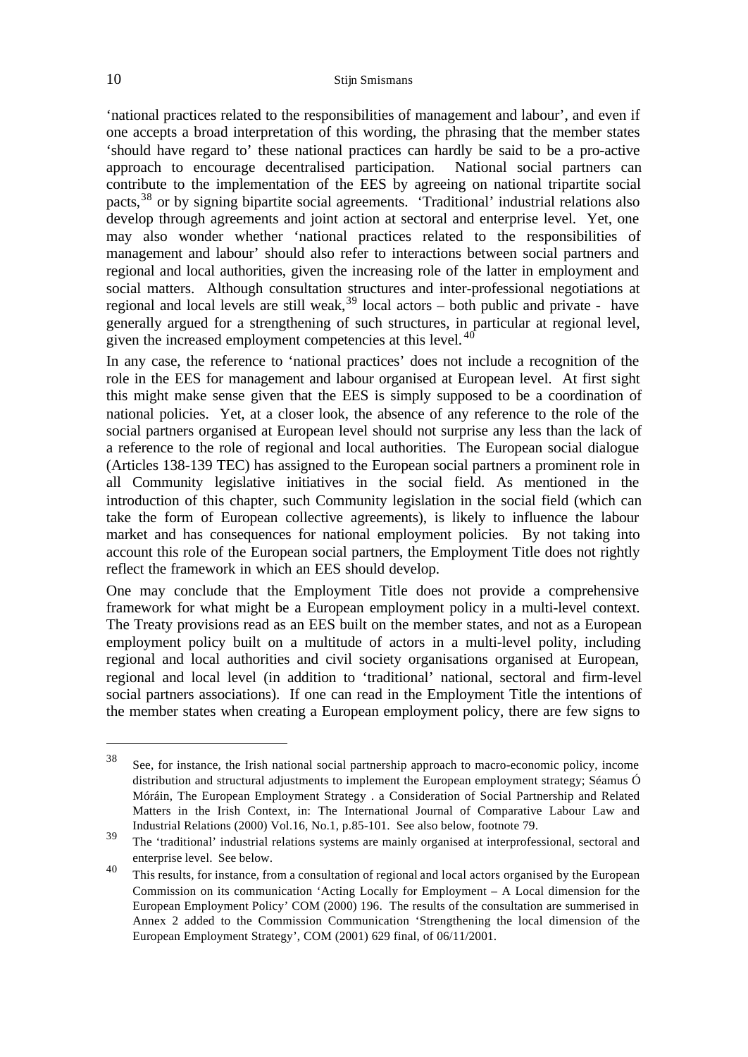'national practices related to the responsibilities of management and labour', and even if one accepts a broad interpretation of this wording, the phrasing that the member states 'should have regard to' these national practices can hardly be said to be a pro-active approach to encourage decentralised participation. National social partners can contribute to the implementation of the EES by agreeing on national tripartite social pacts,[38] or by signing bipartite social agreements. 'Traditional' industrial relations also develop through agreements and joint action at sectoral and enterprise level. Yet, one may also wonder whether 'national practices related to the responsibilities of management and labour' should also refer to interactions between social partners and regional and local authorities, given the increasing role of the latter in employment and social matters. Although consultation structures and inter-professional negotiations at regional and local levels are still weak,[39] local actors – both public and private - have generally argued for a strengthening of such structures, in particular at regional level, given the increased employment competencies at this level.[40]

In any case, the reference to 'national practices' does not include a recognition of the role in the EES for management and labour organised at European level. At first sight this might make sense given that the EES is simply supposed to be a coordination of national policies. Yet, at a closer look, the absence of any reference to the role of the social partners organised at European level should not surprise any less than the lack of a reference to the role of regional and local authorities. The European social dialogue (Articles 138-139 TEC) has assigned to the European social partners a prominent role in all Community legislative initiatives in the social field. As mentioned in the introduction of this chapter, such Community legislation in the social field (which can take the form of European collective agreements), is likely to influence the labour market and has consequences for national employment policies. By not taking into account this role of the European social partners, the Employment Title does not rightly reflect the framework in which an EES should develop.

One may conclude that the Employment Title does not provide a comprehensive framework for what might be a European employment policy in a multi-level context. The Treaty provisions read as an EES built on the member states, and not as a European employment policy built on a multitude of actors in a multi-level polity, including regional and local authorities and civil society organisations organised at European, regional and local level (in addition to 'traditional' national, sectoral and firm-level social partners associations). If one can read in the Employment Title the intentions of the member states when creating a European employment policy, there are few signs to

---

[38] See, for instance, the Irish national social partnership approach to macro-economic policy, income distribution and structural adjustments to implement the European employment strategy; Séamus Ó Móráin, The European Employment Strategy . a Consideration of Social Partnership and Related Matters in the Irish Context, in: The International Journal of Comparative Labour Law and Industrial Relations (2000) Vol.16, No.1, p.85-101. See also below, footnote 79.

[39] The 'traditional' industrial relations systems are mainly organised at interprofessional, sectoral and enterprise level. See below.

[40] This results, for instance, from a consultation of regional and local actors organised by the European Commission on its communication 'Acting Locally for Employment – A Local dimension for the European Employment Policy' COM (2000) 196. The results of the consultation are summerised in Annex 2 added to the Commission Communication 'Strengthening the local dimension of the European Employment Strategy', COM (2001) 629 final, of 06/11/2001.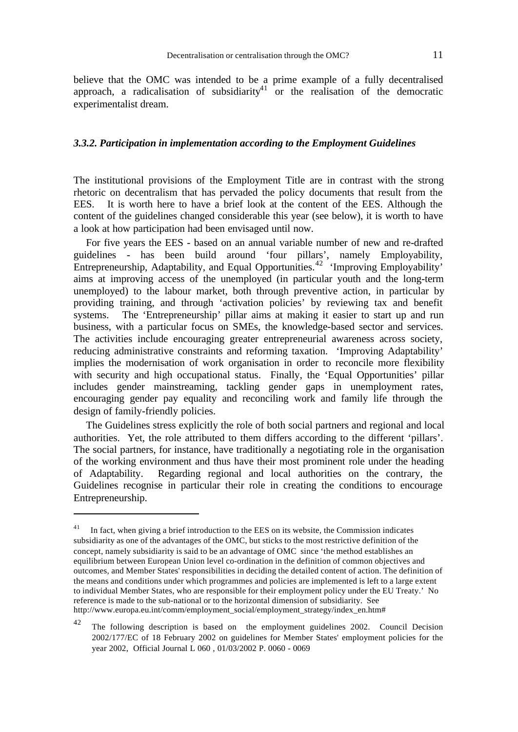believe that the OMC was intended to be a prime example of a fully decentralised approach, a radicalisation of subsidiarity[41] or the realisation of the democratic experimentalist dream.

### *3.3.2. Participation in implementation according to the Employment Guidelines*

The institutional provisions of the Employment Title are in contrast with the strong rhetoric on decentralism that has pervaded the policy documents that result from the EES. It is worth here to have a brief look at the content of the EES. Although the content of the guidelines changed considerable this year (see below), it is worth to have a look at how participation had been envisaged until now.

For five years the EES - based on an annual variable number of new and re-drafted guidelines - has been build around 'four pillars', namely Employability, Entrepreneurship, Adaptability, and Equal Opportunities.[42] 'Improving Employability' aims at improving access of the unemployed (in particular youth and the long-term unemployed) to the labour market, both through preventive action, in particular by providing training, and through 'activation policies' by reviewing tax and benefit systems. The 'Entrepreneurship' pillar aims at making it easier to start up and run business, with a particular focus on SMEs, the knowledge-based sector and services. The activities include encouraging greater entrepreneurial awareness across society, reducing administrative constraints and reforming taxation. 'Improving Adaptability' implies the modernisation of work organisation in order to reconcile more flexibility with security and high occupational status. Finally, the 'Equal Opportunities' pillar includes gender mainstreaming, tackling gender gaps in unemployment rates, encouraging gender pay equality and reconciling work and family life through the design of family-friendly policies.

The Guidelines stress explicitly the role of both social partners and regional and local authorities. Yet, the role attributed to them differs according to the different 'pillars'. The social partners, for instance, have traditionally a negotiating role in the organisation of the working environment and thus have their most prominent role under the heading of Adaptability. Regarding regional and local authorities on the contrary, the Guidelines recognise in particular their role in creating the conditions to encourage Entrepreneurship.

---

[41] In fact, when giving a brief introduction to the EES on its website, the Commission indicates subsidiarity as one of the advantages of the OMC, but sticks to the most restrictive definition of the concept, namely subsidiarity is said to be an advantage of OMC since 'the method establishes an equilibrium between European Union level co-ordination in the definition of common objectives and outcomes, and Member States' responsibilities in deciding the detailed content of action. The definition of the means and conditions under which programmes and policies are implemented is left to a large extent to individual Member States, who are responsible for their employment policy under the EU Treaty.' No reference is made to the sub-national or to the horizontal dimension of subsidiarity. See http://www.europa.eu.int/comm/employment_social/employment_strategy/index_en.htm#

[42] The following description is based on the employment guidelines 2002. Council Decision 2002/177/EC of 18 February 2002 on guidelines for Member States' employment policies for the year 2002, Official Journal L 060 , 01/03/2002 P. 0060 - 0069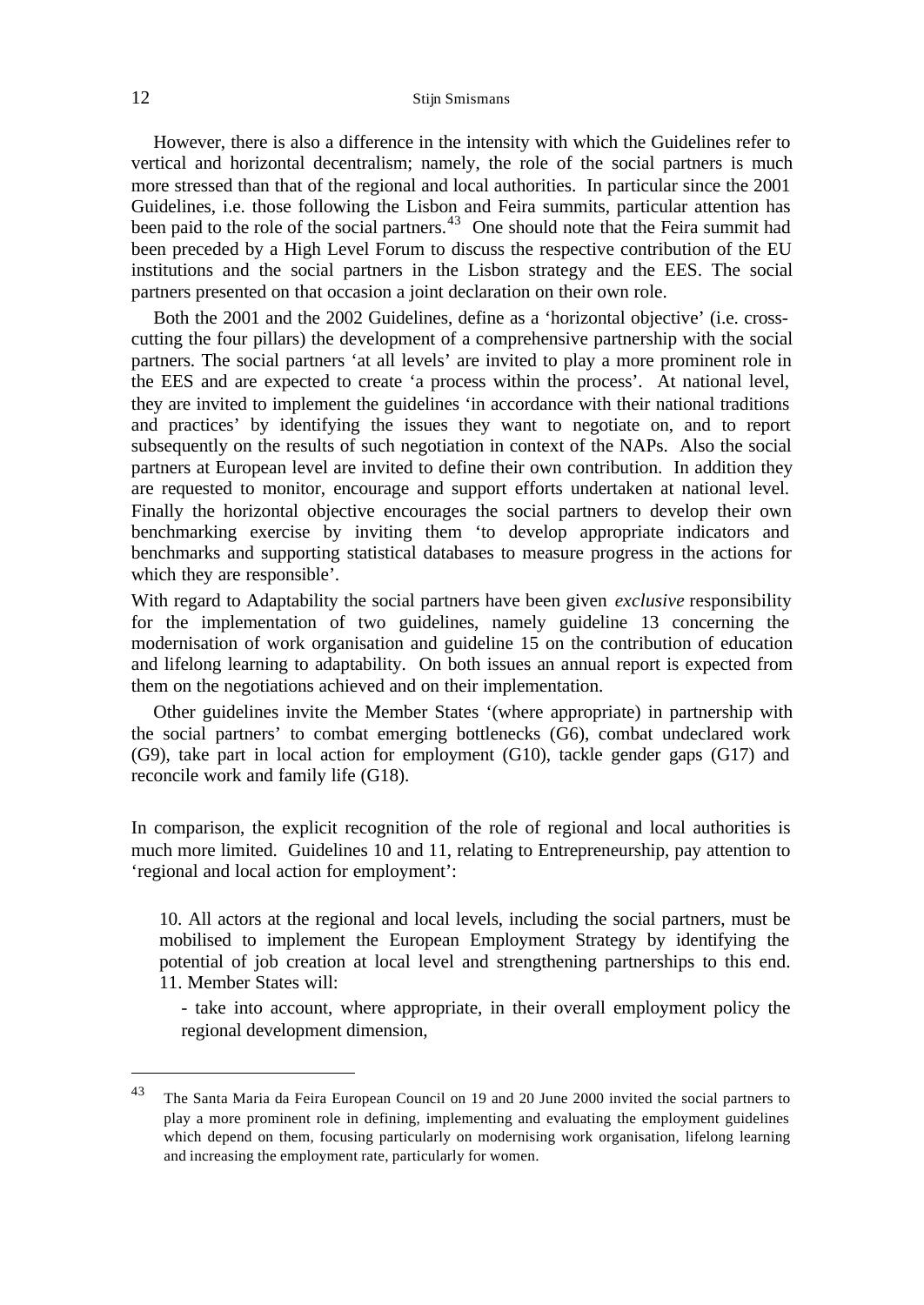However, there is also a difference in the intensity with which the Guidelines refer to vertical and horizontal decentralism; namely, the role of the social partners is much more stressed than that of the regional and local authorities. In particular since the 2001 Guidelines, i.e. those following the Lisbon and Feira summits, particular attention has been paid to the role of the social partners.[43] One should note that the Feira summit had been preceded by a High Level Forum to discuss the respective contribution of the EU institutions and the social partners in the Lisbon strategy and the EES. The social partners presented on that occasion a joint declaration on their own role.

Both the 2001 and the 2002 Guidelines, define as a 'horizontal objective' (i.e. cross-cutting the four pillars) the development of a comprehensive partnership with the social partners. The social partners 'at all levels' are invited to play a more prominent role in the EES and are expected to create 'a process within the process'. At national level, they are invited to implement the guidelines 'in accordance with their national traditions and practices' by identifying the issues they want to negotiate on, and to report subsequently on the results of such negotiation in context of the NAPs. Also the social partners at European level are invited to define their own contribution. In addition they are requested to monitor, encourage and support efforts undertaken at national level. Finally the horizontal objective encourages the social partners to develop their own benchmarking exercise by inviting them 'to develop appropriate indicators and benchmarks and supporting statistical databases to measure progress in the actions for which they are responsible'.

With regard to Adaptability the social partners have been given *exclusive* responsibility for the implementation of two guidelines, namely guideline 13 concerning the modernisation of work organisation and guideline 15 on the contribution of education and lifelong learning to adaptability. On both issues an annual report is expected from them on the negotiations achieved and on their implementation.

Other guidelines invite the Member States '(where appropriate) in partnership with the social partners' to combat emerging bottlenecks (G6), combat undeclared work (G9), take part in local action for employment (G10), tackle gender gaps (G17) and reconcile work and family life (G18).

In comparison, the explicit recognition of the role of regional and local authorities is much more limited. Guidelines 10 and 11, relating to Entrepreneurship, pay attention to 'regional and local action for employment':

> 10. All actors at the regional and local levels, including the social partners, must be mobilised to implement the European Employment Strategy by identifying the potential of job creation at local level and strengthening partnerships to this end.
> 11. Member States will:
>
> - take into account, where appropriate, in their overall employment policy the regional development dimension,

[43] The Santa Maria da Feira European Council on 19 and 20 June 2000 invited the social partners to play a more prominent role in defining, implementing and evaluating the employment guidelines which depend on them, focusing particularly on modernising work organisation, lifelong learning and increasing the employment rate, particularly for women.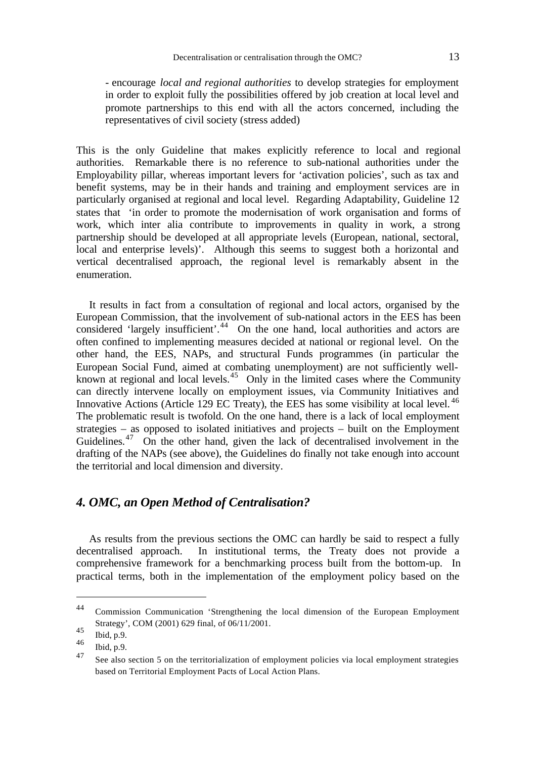- encourage *local and regional authorities* to develop strategies for employment in order to exploit fully the possibilities offered by job creation at local level and promote partnerships to this end with all the actors concerned, including the representatives of civil society (stress added)

This is the only Guideline that makes explicitly reference to local and regional authorities. Remarkable there is no reference to sub-national authorities under the Employability pillar, whereas important levers for 'activation policies', such as tax and benefit systems, may be in their hands and training and employment services are in particularly organised at regional and local level. Regarding Adaptability, Guideline 12 states that 'in order to promote the modernisation of work organisation and forms of work, which inter alia contribute to improvements in quality in work, a strong partnership should be developed at all appropriate levels (European, national, sectoral, local and enterprise levels)'. Although this seems to suggest both a horizontal and vertical decentralised approach, the regional level is remarkably absent in the enumeration.

It results in fact from a consultation of regional and local actors, organised by the European Commission, that the involvement of sub-national actors in the EES has been considered 'largely insufficient'.[44] On the one hand, local authorities and actors are often confined to implementing measures decided at national or regional level. On the other hand, the EES, NAPs, and structural Funds programmes (in particular the European Social Fund, aimed at combating unemployment) are not sufficiently well-known at regional and local levels.[45] Only in the limited cases where the Community can directly intervene locally on employment issues, via Community Initiatives and Innovative Actions (Article 129 EC Treaty), the EES has some visibility at local level.[46] The problematic result is twofold. On the one hand, there is a lack of local employment strategies – as opposed to isolated initiatives and projects – built on the Employment Guidelines.[47] On the other hand, given the lack of decentralised involvement in the drafting of the NAPs (see above), the Guidelines do finally not take enough into account the territorial and local dimension and diversity.

## *4. OMC, an Open Method of Centralisation?*

As results from the previous sections the OMC can hardly be said to respect a fully decentralised approach. In institutional terms, the Treaty does not provide a comprehensive framework for a benchmarking process built from the bottom-up. In practical terms, both in the implementation of the employment policy based on the

---

[44] Commission Communication 'Strengthening the local dimension of the European Employment Strategy', COM (2001) 629 final, of 06/11/2001.

[45] Ibid, p.9.

[46] Ibid, p.9.

[47] See also section 5 on the territorialization of employment policies via local employment strategies based on Territorial Employment Pacts of Local Action Plans.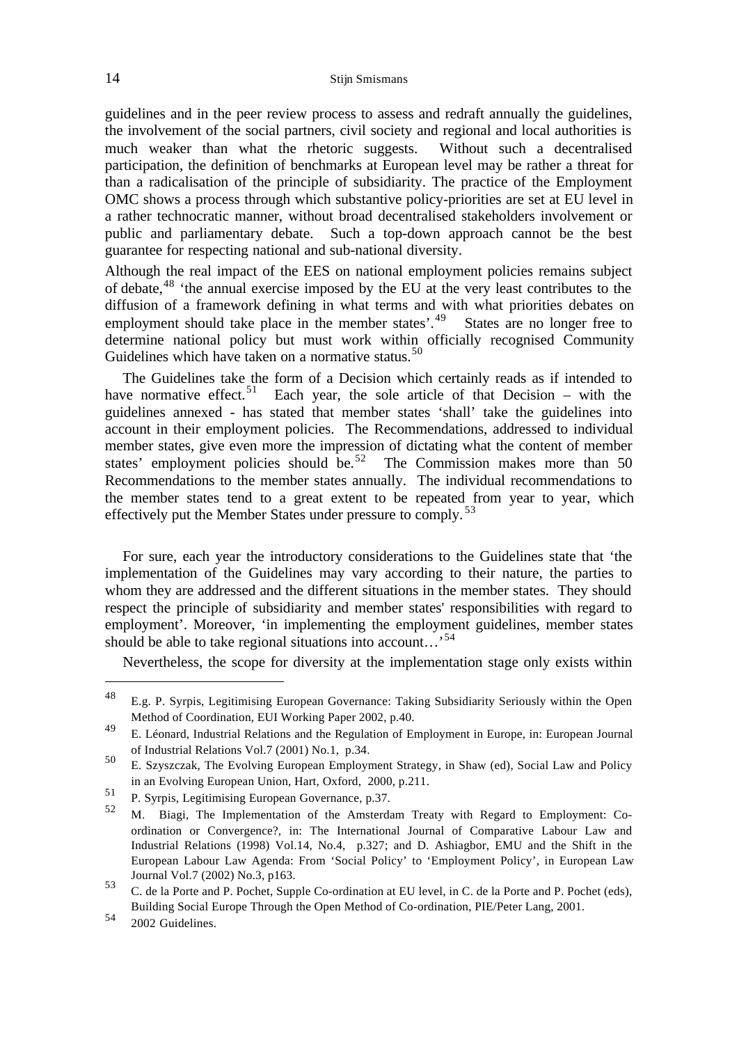guidelines and in the peer review process to assess and redraft annually the guidelines, the involvement of the social partners, civil society and regional and local authorities is much weaker than what the rhetoric suggests. Without such a decentralised participation, the definition of benchmarks at European level may be rather a threat for than a radicalisation of the principle of subsidiarity. The practice of the Employment OMC shows a process through which substantive policy-priorities are set at EU level in a rather technocratic manner, without broad decentralised stakeholders involvement or public and parliamentary debate. Such a top-down approach cannot be the best guarantee for respecting national and sub-national diversity.

Although the real impact of the EES on national employment policies remains subject of debate,[48] 'the annual exercise imposed by the EU at the very least contributes to the diffusion of a framework defining in what terms and with what priorities debates on employment should take place in the member states'.[49] States are no longer free to determine national policy but must work within officially recognised Community Guidelines which have taken on a normative status.[50]

The Guidelines take the form of a Decision which certainly reads as if intended to have normative effect.[51] Each year, the sole article of that Decision – with the guidelines annexed - has stated that member states 'shall' take the guidelines into account in their employment policies. The Recommendations, addressed to individual member states, give even more the impression of dictating what the content of member states' employment policies should be.[52] The Commission makes more than 50 Recommendations to the member states annually. The individual recommendations to the member states tend to a great extent to be repeated from year to year, which effectively put the Member States under pressure to comply.[53]

For sure, each year the introductory considerations to the Guidelines state that 'the implementation of the Guidelines may vary according to their nature, the parties to whom they are addressed and the different situations in the member states. They should respect the principle of subsidiarity and member states' responsibilities with regard to employment'. Moreover, 'in implementing the employment guidelines, member states should be able to take regional situations into account…'[54]

Nevertheless, the scope for diversity at the implementation stage only exists within

---

[48] E.g. P. Syrpis, Legitimising European Governance: Taking Subsidiarity Seriously within the Open Method of Coordination, EUI Working Paper 2002, p.40.

[49] E. Léonard, Industrial Relations and the Regulation of Employment in Europe, in: European Journal of Industrial Relations Vol.7 (2001) No.1, p.34.

[50] E. Szyszczak, The Evolving European Employment Strategy, in Shaw (ed), Social Law and Policy in an Evolving European Union, Hart, Oxford, 2000, p.211.

[51] P. Syrpis, Legitimising European Governance, p.37.

[52] M. Biagi, The Implementation of the Amsterdam Treaty with Regard to Employment: Co-ordination or Convergence?, in: The International Journal of Comparative Labour Law and Industrial Relations (1998) Vol.14, No.4, p.327; and D. Ashiagbor, EMU and the Shift in the European Labour Law Agenda: From 'Social Policy' to 'Employment Policy', in European Law Journal Vol.7 (2002) No.3, p163.

[53] C. de la Porte and P. Pochet, Supple Co-ordination at EU level, in C. de la Porte and P. Pochet (eds), Building Social Europe Through the Open Method of Co-ordination, PIE/Peter Lang, 2001.

[54] 2002 Guidelines.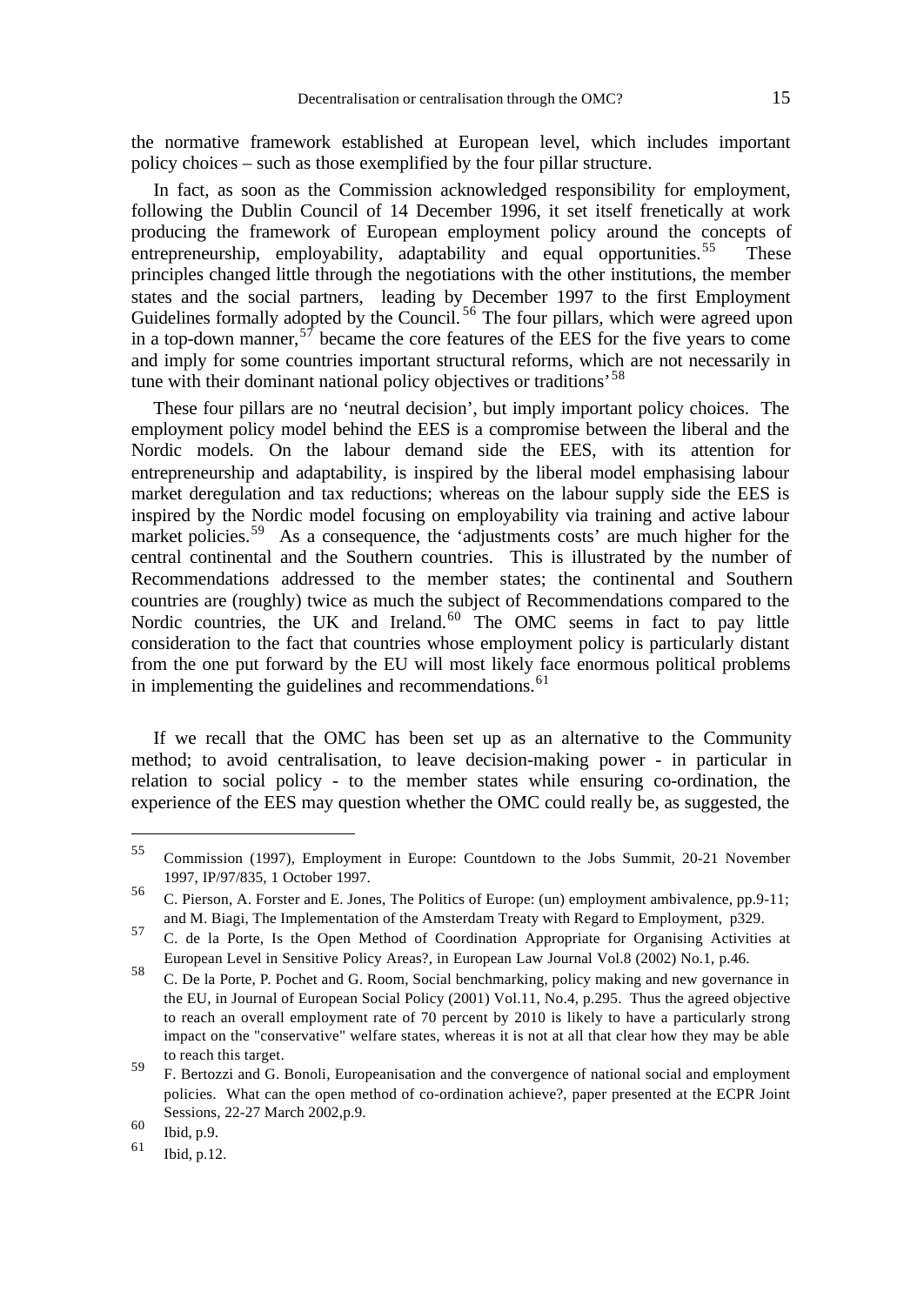the normative framework established at European level, which includes important policy choices – such as those exemplified by the four pillar structure.

In fact, as soon as the Commission acknowledged responsibility for employment, following the Dublin Council of 14 December 1996, it set itself frenetically at work producing the framework of European employment policy around the concepts of entrepreneurship, employability, adaptability and equal opportunities.[55] These principles changed little through the negotiations with the other institutions, the member states and the social partners, leading by December 1997 to the first Employment Guidelines formally adopted by the Council.[56] The four pillars, which were agreed upon in a top-down manner,[57] became the core features of the EES for the five years to come and imply for some countries important structural reforms, which are not necessarily in tune with their dominant national policy objectives or traditions'[58]

These four pillars are no 'neutral decision', but imply important policy choices. The employment policy model behind the EES is a compromise between the liberal and the Nordic models. On the labour demand side the EES, with its attention for entrepreneurship and adaptability, is inspired by the liberal model emphasising labour market deregulation and tax reductions; whereas on the labour supply side the EES is inspired by the Nordic model focusing on employability via training and active labour market policies.[59] As a consequence, the 'adjustments costs' are much higher for the central continental and the Southern countries. This is illustrated by the number of Recommendations addressed to the member states; the continental and Southern countries are (roughly) twice as much the subject of Recommendations compared to the Nordic countries, the UK and Ireland.[60] The OMC seems in fact to pay little consideration to the fact that countries whose employment policy is particularly distant from the one put forward by the EU will most likely face enormous political problems in implementing the guidelines and recommendations.[61]

If we recall that the OMC has been set up as an alternative to the Community method; to avoid centralisation, to leave decision-making power - in particular in relation to social policy - to the member states while ensuring co-ordination, the experience of the EES may question whether the OMC could really be, as suggested, the

---

[55] Commission (1997), Employment in Europe: Countdown to the Jobs Summit, 20-21 November 1997, IP/97/835, 1 October 1997.

[56] C. Pierson, A. Forster and E. Jones, The Politics of Europe: (un) employment ambivalence, pp.9-11; and M. Biagi, The Implementation of the Amsterdam Treaty with Regard to Employment, p329.

[57] C. de la Porte, Is the Open Method of Coordination Appropriate for Organising Activities at European Level in Sensitive Policy Areas?, in European Law Journal Vol.8 (2002) No.1, p.46.

[58] C. De la Porte, P. Pochet and G. Room, Social benchmarking, policy making and new governance in the EU, in Journal of European Social Policy (2001) Vol.11, No.4, p.295. Thus the agreed objective to reach an overall employment rate of 70 percent by 2010 is likely to have a particularly strong impact on the "conservative" welfare states, whereas it is not at all that clear how they may be able to reach this target.

[59] F. Bertozzi and G. Bonoli, Europeanisation and the convergence of national social and employment policies. What can the open method of co-ordination achieve?, paper presented at the ECPR Joint Sessions, 22-27 March 2002,p.9.

[60] Ibid, p.9.

[61] Ibid, p.12.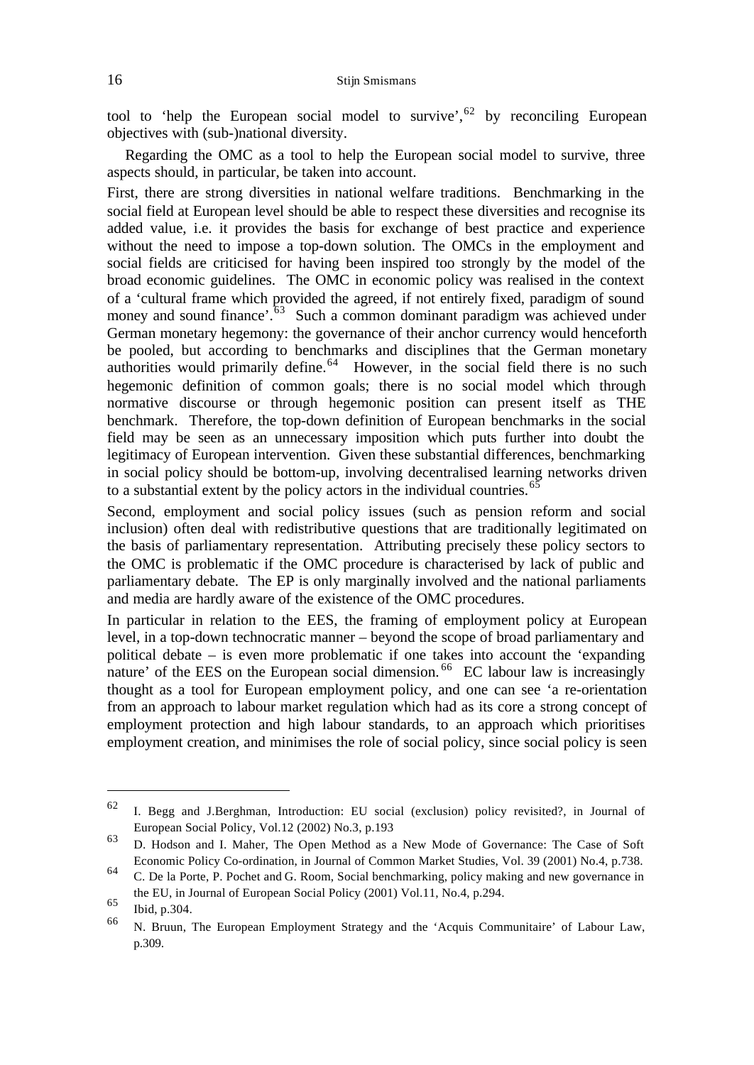tool to 'help the European social model to survive',[62] by reconciling European objectives with (sub-)national diversity.

Regarding the OMC as a tool to help the European social model to survive, three aspects should, in particular, be taken into account.

First, there are strong diversities in national welfare traditions. Benchmarking in the social field at European level should be able to respect these diversities and recognise its added value, i.e. it provides the basis for exchange of best practice and experience without the need to impose a top-down solution. The OMCs in the employment and social fields are criticised for having been inspired too strongly by the model of the broad economic guidelines. The OMC in economic policy was realised in the context of a 'cultural frame which provided the agreed, if not entirely fixed, paradigm of sound money and sound finance'.[63] Such a common dominant paradigm was achieved under German monetary hegemony: the governance of their anchor currency would henceforth be pooled, but according to benchmarks and disciplines that the German monetary authorities would primarily define.[64] However, in the social field there is no such hegemonic definition of common goals; there is no social model which through normative discourse or through hegemonic position can present itself as THE benchmark. Therefore, the top-down definition of European benchmarks in the social field may be seen as an unnecessary imposition which puts further into doubt the legitimacy of European intervention. Given these substantial differences, benchmarking in social policy should be bottom-up, involving decentralised learning networks driven to a substantial extent by the policy actors in the individual countries.[65]

Second, employment and social policy issues (such as pension reform and social inclusion) often deal with redistributive questions that are traditionally legitimated on the basis of parliamentary representation. Attributing precisely these policy sectors to the OMC is problematic if the OMC procedure is characterised by lack of public and parliamentary debate. The EP is only marginally involved and the national parliaments and media are hardly aware of the existence of the OMC procedures.

In particular in relation to the EES, the framing of employment policy at European level, in a top-down technocratic manner – beyond the scope of broad parliamentary and political debate – is even more problematic if one takes into account the 'expanding nature' of the EES on the European social dimension.[66] EC labour law is increasingly thought as a tool for European employment policy, and one can see 'a re-orientation from an approach to labour market regulation which had as its core a strong concept of employment protection and high labour standards, to an approach which prioritises employment creation, and minimises the role of social policy, since social policy is seen

---

[62] I. Begg and J.Berghman, Introduction: EU social (exclusion) policy revisited?, in Journal of European Social Policy, Vol.12 (2002) No.3, p.193

[63] D. Hodson and I. Maher, The Open Method as a New Mode of Governance: The Case of Soft Economic Policy Co-ordination, in Journal of Common Market Studies, Vol. 39 (2001) No.4, p.738.

[64] C. De la Porte, P. Pochet and G. Room, Social benchmarking, policy making and new governance in the EU, in Journal of European Social Policy (2001) Vol.11, No.4, p.294.

[65] Ibid, p.304.

[66] N. Bruun, The European Employment Strategy and the 'Acquis Communitaire' of Labour Law, p.309.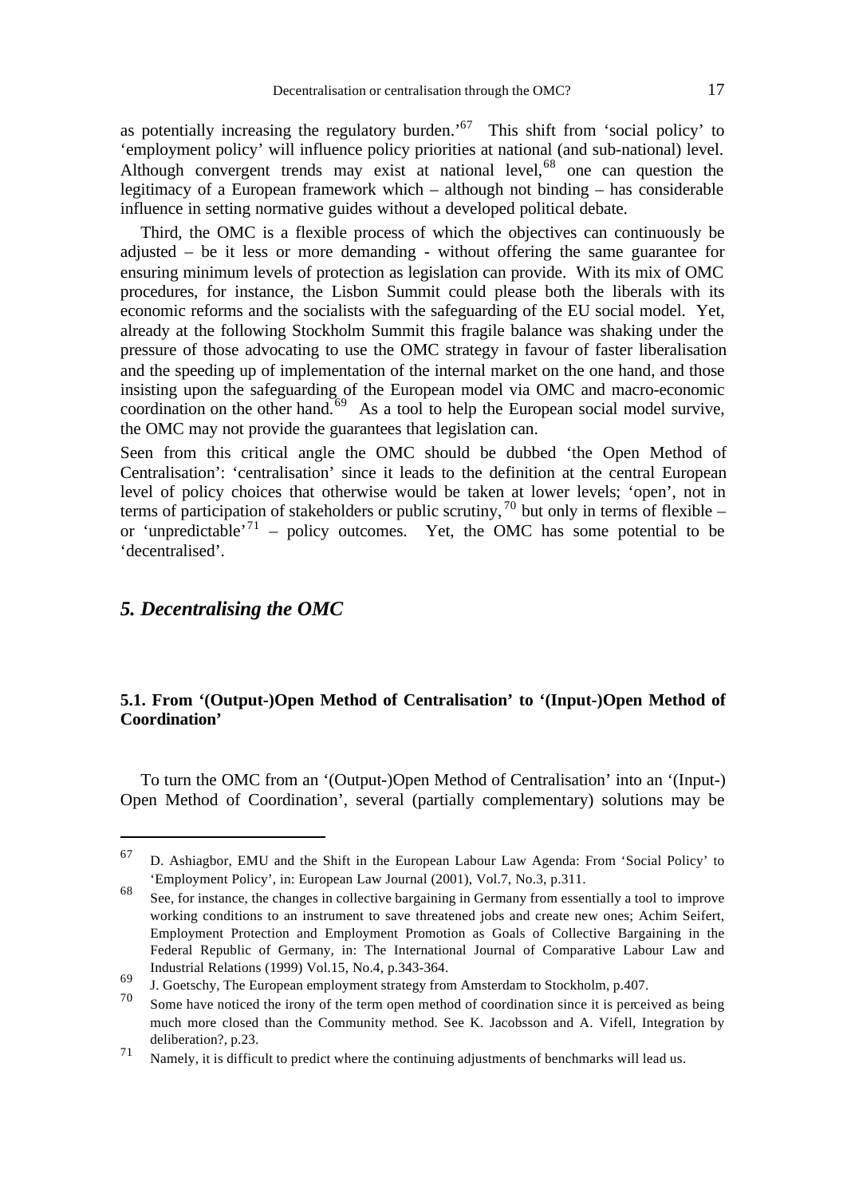as potentially increasing the regulatory burden.'[67] This shift from 'social policy' to 'employment policy' will influence policy priorities at national (and sub-national) level. Although convergent trends may exist at national level,[68] one can question the legitimacy of a European framework which – although not binding – has considerable influence in setting normative guides without a developed political debate.

Third, the OMC is a flexible process of which the objectives can continuously be adjusted – be it less or more demanding - without offering the same guarantee for ensuring minimum levels of protection as legislation can provide. With its mix of OMC procedures, for instance, the Lisbon Summit could please both the liberals with its economic reforms and the socialists with the safeguarding of the EU social model. Yet, already at the following Stockholm Summit this fragile balance was shaking under the pressure of those advocating to use the OMC strategy in favour of faster liberalisation and the speeding up of implementation of the internal market on the one hand, and those insisting upon the safeguarding of the European model via OMC and macro-economic coordination on the other hand.[69] As a tool to help the European social model survive, the OMC may not provide the guarantees that legislation can.

Seen from this critical angle the OMC should be dubbed 'the Open Method of Centralisation': 'centralisation' since it leads to the definition at the central European level of policy choices that otherwise would be taken at lower levels; 'open', not in terms of participation of stakeholders or public scrutiny,[70] but only in terms of flexible – or 'unpredictable'[71] – policy outcomes. Yet, the OMC has some potential to be 'decentralised'.

## *5. Decentralising the OMC*

### 5.1. From '(Output-)Open Method of Centralisation' to '(Input-)Open Method of Coordination'

To turn the OMC from an '(Output-)Open Method of Centralisation' into an '(Input-) Open Method of Coordination', several (partially complementary) solutions may be

---

[67] D. Ashiagbor, EMU and the Shift in the European Labour Law Agenda: From 'Social Policy' to 'Employment Policy', in: European Law Journal (2001), Vol.7, No.3, p.311.

[68] See, for instance, the changes in collective bargaining in Germany from essentially a tool to improve working conditions to an instrument to save threatened jobs and create new ones; Achim Seifert, Employment Protection and Employment Promotion as Goals of Collective Bargaining in the Federal Republic of Germany, in: The International Journal of Comparative Labour Law and Industrial Relations (1999) Vol.15, No.4, p.343-364.

[69] J. Goetschy, The European employment strategy from Amsterdam to Stockholm, p.407.

[70] Some have noticed the irony of the term open method of coordination since it is perceived as being much more closed than the Community method. See K. Jacobsson and A. Vifell, Integration by deliberation?, p.23.

[71] Namely, it is difficult to predict where the continuing adjustments of benchmarks will lead us.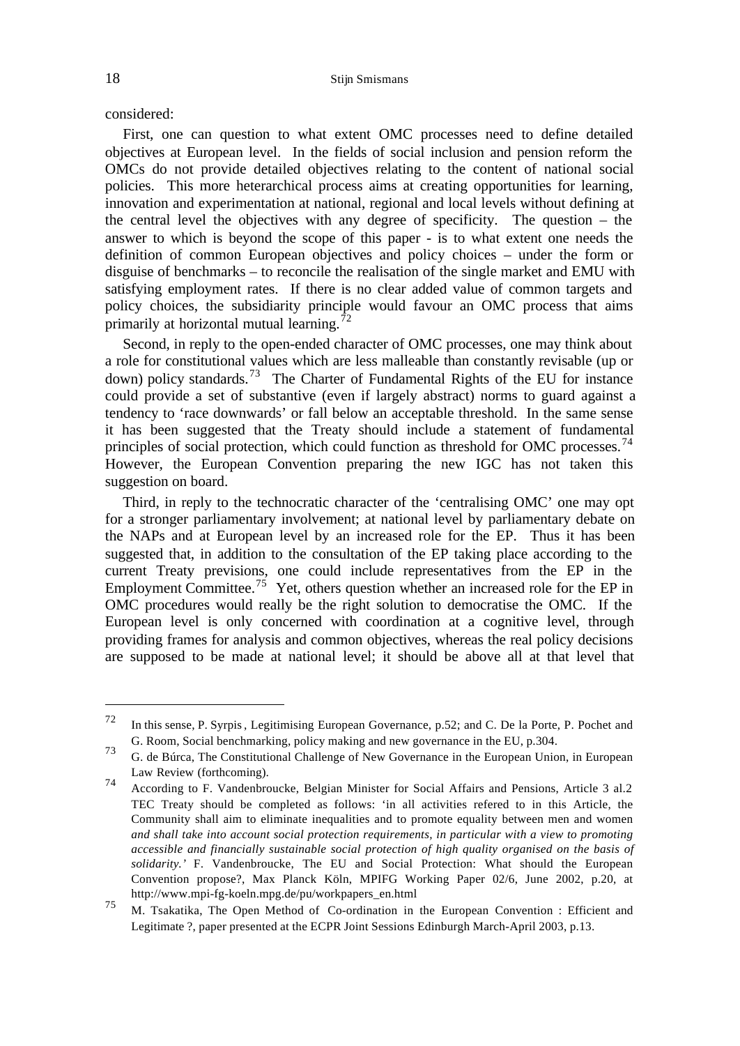considered:

First, one can question to what extent OMC processes need to define detailed objectives at European level. In the fields of social inclusion and pension reform the OMCs do not provide detailed objectives relating to the content of national social policies. This more heterarchical process aims at creating opportunities for learning, innovation and experimentation at national, regional and local levels without defining at the central level the objectives with any degree of specificity. The question – the answer to which is beyond the scope of this paper - is to what extent one needs the definition of common European objectives and policy choices – under the form or disguise of benchmarks – to reconcile the realisation of the single market and EMU with satisfying employment rates. If there is no clear added value of common targets and policy choices, the subsidiarity principle would favour an OMC process that aims primarily at horizontal mutual learning.[72]

Second, in reply to the open-ended character of OMC processes, one may think about a role for constitutional values which are less malleable than constantly revisable (up or down) policy standards.[73] The Charter of Fundamental Rights of the EU for instance could provide a set of substantive (even if largely abstract) norms to guard against a tendency to 'race downwards' or fall below an acceptable threshold. In the same sense it has been suggested that the Treaty should include a statement of fundamental principles of social protection, which could function as threshold for OMC processes.[74] However, the European Convention preparing the new IGC has not taken this suggestion on board.

Third, in reply to the technocratic character of the 'centralising OMC' one may opt for a stronger parliamentary involvement; at national level by parliamentary debate on the NAPs and at European level by an increased role for the EP. Thus it has been suggested that, in addition to the consultation of the EP taking place according to the current Treaty previsions, one could include representatives from the EP in the Employment Committee.[75] Yet, others question whether an increased role for the EP in OMC procedures would really be the right solution to democratise the OMC. If the European level is only concerned with coordination at a cognitive level, through providing frames for analysis and common objectives, whereas the real policy decisions are supposed to be made at national level; it should be above all at that level that

---

[72] In this sense, P. Syrpis, Legitimising European Governance, p.52; and C. De la Porte, P. Pochet and G. Room, Social benchmarking, policy making and new governance in the EU, p.304.

[73] G. de Búrca, The Constitutional Challenge of New Governance in the European Union, in European Law Review (forthcoming).

[74] According to F. Vandenbroucke, Belgian Minister for Social Affairs and Pensions, Article 3 al.2 TEC Treaty should be completed as follows: 'in all activities refered to in this Article, the Community shall aim to eliminate inequalities and to promote equality between men and women *and shall take into account social protection requirements, in particular with a view to promoting accessible and financially sustainable social protection of high quality organised on the basis of solidarity.'* F. Vandenbroucke, The EU and Social Protection: What should the European Convention propose?, Max Planck Köln, MPIFG Working Paper 02/6, June 2002, p.20, at http://www.mpi-fg-koeln.mpg.de/pu/workpapers_en.html

[75] M. Tsakatika, The Open Method of Co-ordination in the European Convention : Efficient and Legitimate ?, paper presented at the ECPR Joint Sessions Edinburgh March-April 2003, p.13.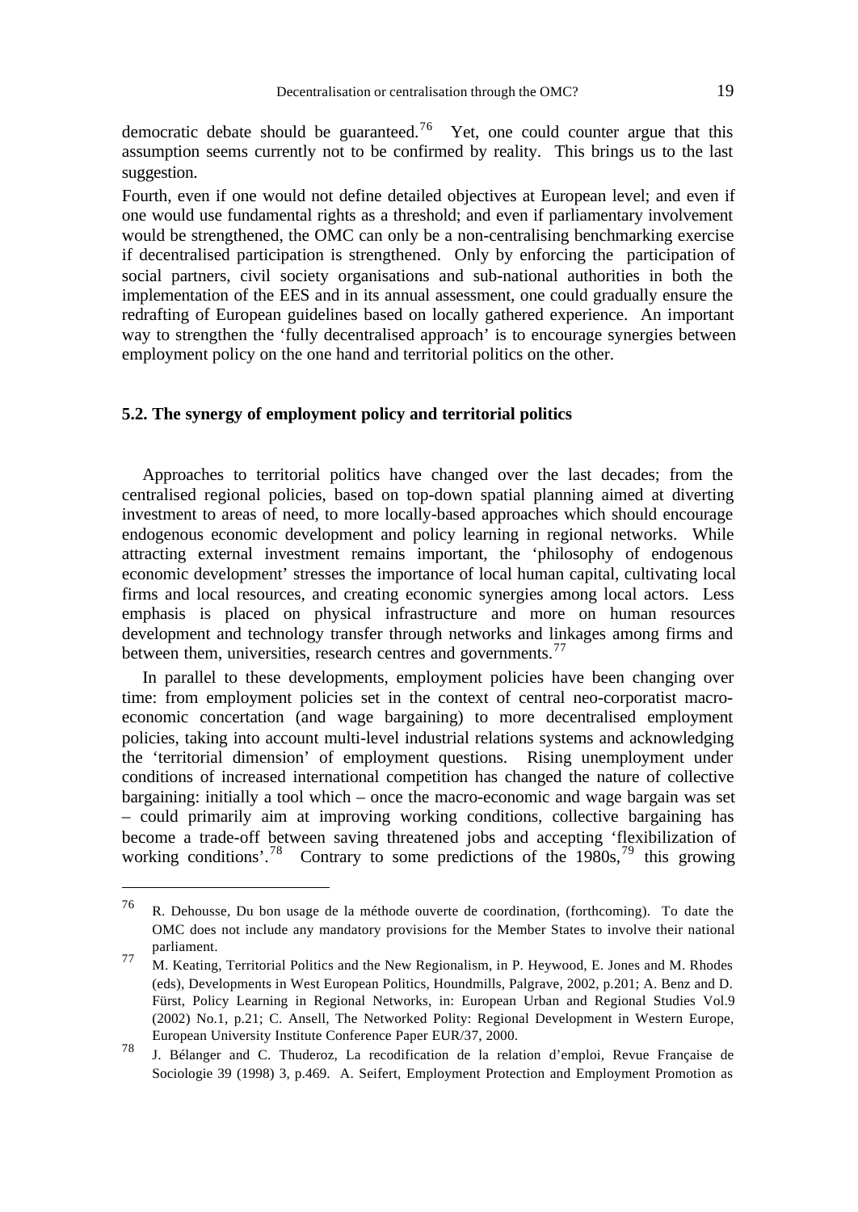democratic debate should be guaranteed.[76] Yet, one could counter argue that this assumption seems currently not to be confirmed by reality. This brings us to the last suggestion.

Fourth, even if one would not define detailed objectives at European level; and even if one would use fundamental rights as a threshold; and even if parliamentary involvement would be strengthened, the OMC can only be a non-centralising benchmarking exercise if decentralised participation is strengthened. Only by enforcing the participation of social partners, civil society organisations and sub-national authorities in both the implementation of the EES and in its annual assessment, one could gradually ensure the redrafting of European guidelines based on locally gathered experience. An important way to strengthen the 'fully decentralised approach' is to encourage synergies between employment policy on the one hand and territorial politics on the other.

### 5.2. The synergy of employment policy and territorial politics

Approaches to territorial politics have changed over the last decades; from the centralised regional policies, based on top-down spatial planning aimed at diverting investment to areas of need, to more locally-based approaches which should encourage endogenous economic development and policy learning in regional networks. While attracting external investment remains important, the 'philosophy of endogenous economic development' stresses the importance of local human capital, cultivating local firms and local resources, and creating economic synergies among local actors. Less emphasis is placed on physical infrastructure and more on human resources development and technology transfer through networks and linkages among firms and between them, universities, research centres and governments.[77]

In parallel to these developments, employment policies have been changing over time: from employment policies set in the context of central neo-corporatist macro-economic concertation (and wage bargaining) to more decentralised employment policies, taking into account multi-level industrial relations systems and acknowledging the 'territorial dimension' of employment questions. Rising unemployment under conditions of increased international competition has changed the nature of collective bargaining: initially a tool which – once the macro-economic and wage bargain was set – could primarily aim at improving working conditions, collective bargaining has become a trade-off between saving threatened jobs and accepting 'flexibilization of working conditions'.[78] Contrary to some predictions of the 1980s,[79] this growing

---

[76] R. Dehousse, Du bon usage de la méthode ouverte de coordination, (forthcoming). To date the OMC does not include any mandatory provisions for the Member States to involve their national parliament.

[77] M. Keating, Territorial Politics and the New Regionalism, in P. Heywood, E. Jones and M. Rhodes (eds), Developments in West European Politics, Houndmills, Palgrave, 2002, p.201; A. Benz and D. Fürst, Policy Learning in Regional Networks, in: European Urban and Regional Studies Vol.9 (2002) No.1, p.21; C. Ansell, The Networked Polity: Regional Development in Western Europe, European University Institute Conference Paper EUR/37, 2000.

[78] J. Bélanger and C. Thuderoz, La recodification de la relation d'emploi, Revue Française de Sociologie 39 (1998) 3, p.469. A. Seifert, Employment Protection and Employment Promotion as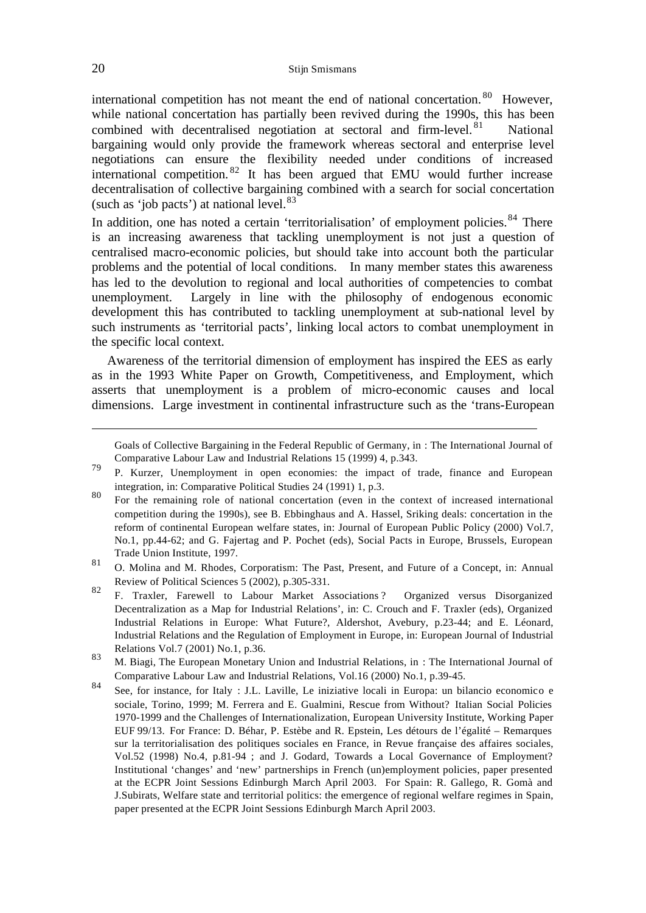international competition has not meant the end of national concertation.[80] However, while national concertation has partially been revived during the 1990s, this has been combined with decentralised negotiation at sectoral and firm-level.[81] National bargaining would only provide the framework whereas sectoral and enterprise level negotiations can ensure the flexibility needed under conditions of increased international competition.[82] It has been argued that EMU would further increase decentralisation of collective bargaining combined with a search for social concertation (such as 'job pacts') at national level.[83]

In addition, one has noted a certain 'territorialisation' of employment policies.[84] There is an increasing awareness that tackling unemployment is not just a question of centralised macro-economic policies, but should take into account both the particular problems and the potential of local conditions. In many member states this awareness has led to the devolution to regional and local authorities of competencies to combat unemployment. Largely in line with the philosophy of endogenous economic development this has contributed to tackling unemployment at sub-national level by such instruments as 'territorial pacts', linking local actors to combat unemployment in the specific local context.

Awareness of the territorial dimension of employment has inspired the EES as early as in the 1993 White Paper on Growth, Competitiveness, and Employment, which asserts that unemployment is a problem of micro-economic causes and local dimensions. Large investment in continental infrastructure such as the 'trans-European

---

Goals of Collective Bargaining in the Federal Republic of Germany, in : The International Journal of Comparative Labour Law and Industrial Relations 15 (1999) 4, p.343.

[79] P. Kurzer, Unemployment in open economies: the impact of trade, finance and European integration, in: Comparative Political Studies 24 (1991) 1, p.3.

[80] For the remaining role of national concertation (even in the context of increased international competition during the 1990s), see B. Ebbinghaus and A. Hassel, Sriking deals: concertation in the reform of continental European welfare states, in: Journal of European Public Policy (2000) Vol.7, No.1, pp.44-62; and G. Fajertag and P. Pochet (eds), Social Pacts in Europe, Brussels, European Trade Union Institute, 1997.

[81] O. Molina and M. Rhodes, Corporatism: The Past, Present, and Future of a Concept, in: Annual Review of Political Sciences 5 (2002), p.305-331.

[82] F. Traxler, Farewell to Labour Market Associations ? Organized versus Disorganized Decentralization as a Map for Industrial Relations', in: C. Crouch and F. Traxler (eds), Organized Industrial Relations in Europe: What Future?, Aldershot, Avebury, p.23-44; and E. Léonard, Industrial Relations and the Regulation of Employment in Europe, in: European Journal of Industrial Relations Vol.7 (2001) No.1, p.36.

[83] M. Biagi, The European Monetary Union and Industrial Relations, in : The International Journal of Comparative Labour Law and Industrial Relations, Vol.16 (2000) No.1, p.39-45.

[84] See, for instance, for Italy : J.L. Laville, Le iniziative locali in Europa: un bilancio economico e sociale, Torino, 1999; M. Ferrera and E. Gualmini, Rescue from Without? Italian Social Policies 1970-1999 and the Challenges of Internationalization, European University Institute, Working Paper EUF 99/13. For France: D. Béhar, P. Estèbe and R. Epstein, Les détours de l'égalité – Remarques sur la territorialisation des politiques sociales en France, in Revue française des affaires sociales, Vol.52 (1998) No.4, p.81-94 ; and J. Godard, Towards a Local Governance of Employment? Institutional 'changes' and 'new' partnerships in French (un)employment policies, paper presented at the ECPR Joint Sessions Edinburgh March April 2003. For Spain: R. Gallego, R. Gomà and J.Subirats, Welfare state and territorial politics: the emergence of regional welfare regimes in Spain, paper presented at the ECPR Joint Sessions Edinburgh March April 2003.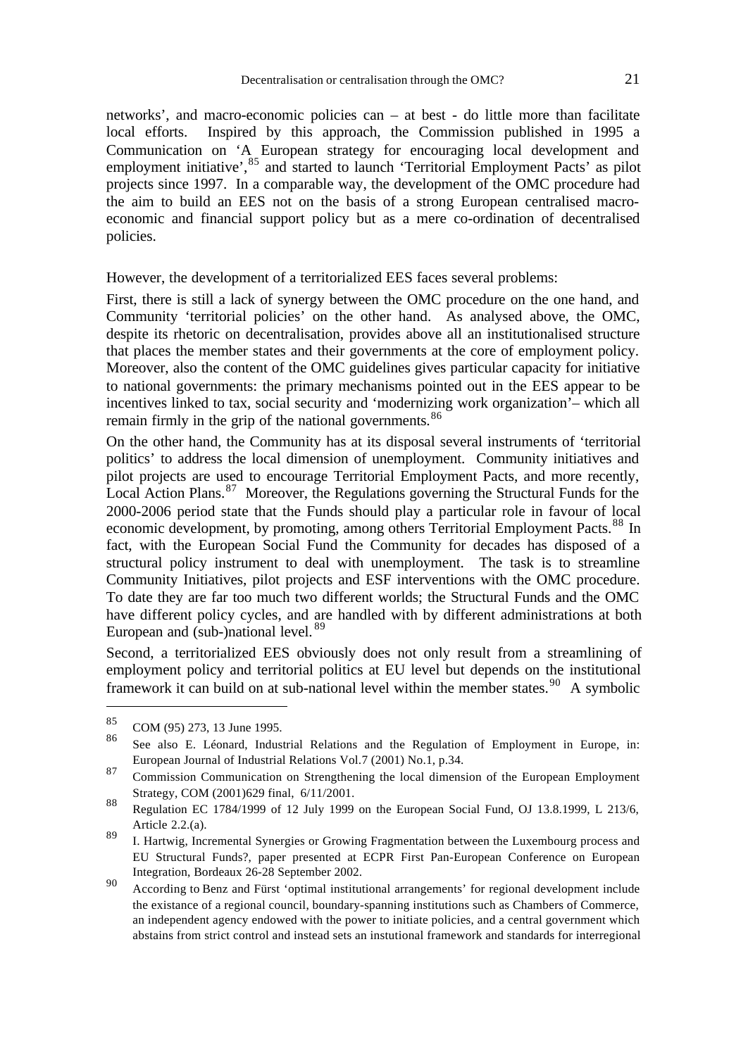networks', and macro-economic policies can – at best - do little more than facilitate local efforts. Inspired by this approach, the Commission published in 1995 a Communication on 'A European strategy for encouraging local development and employment initiative',[85] and started to launch 'Territorial Employment Pacts' as pilot projects since 1997. In a comparable way, the development of the OMC procedure had the aim to build an EES not on the basis of a strong European centralised macro-economic and financial support policy but as a mere co-ordination of decentralised policies.

However, the development of a territorialized EES faces several problems:

First, there is still a lack of synergy between the OMC procedure on the one hand, and Community 'territorial policies' on the other hand. As analysed above, the OMC, despite its rhetoric on decentralisation, provides above all an institutionalised structure that places the member states and their governments at the core of employment policy. Moreover, also the content of the OMC guidelines gives particular capacity for initiative to national governments: the primary mechanisms pointed out in the EES appear to be incentives linked to tax, social security and 'modernizing work organization'– which all remain firmly in the grip of the national governments.[86]

On the other hand, the Community has at its disposal several instruments of 'territorial politics' to address the local dimension of unemployment. Community initiatives and pilot projects are used to encourage Territorial Employment Pacts, and more recently, Local Action Plans.[87] Moreover, the Regulations governing the Structural Funds for the 2000-2006 period state that the Funds should play a particular role in favour of local economic development, by promoting, among others Territorial Employment Pacts.[88] In fact, with the European Social Fund the Community for decades has disposed of a structural policy instrument to deal with unemployment. The task is to streamline Community Initiatives, pilot projects and ESF interventions with the OMC procedure. To date they are far too much two different worlds; the Structural Funds and the OMC have different policy cycles, and are handled with by different administrations at both European and (sub-)national level.[89]

Second, a territorialized EES obviously does not only result from a streamlining of employment policy and territorial politics at EU level but depends on the institutional framework it can build on at sub-national level within the member states.[90] A symbolic

---

[85] COM (95) 273, 13 June 1995.

[86] See also E. Léonard, Industrial Relations and the Regulation of Employment in Europe, in: European Journal of Industrial Relations Vol.7 (2001) No.1, p.34.

[87] Commission Communication on Strengthening the local dimension of the European Employment Strategy, COM (2001)629 final, 6/11/2001.

[88] Regulation EC 1784/1999 of 12 July 1999 on the European Social Fund, OJ 13.8.1999, L 213/6, Article 2.2.(a).

[89] I. Hartwig, Incremental Synergies or Growing Fragmentation between the Luxembourg process and EU Structural Funds?, paper presented at ECPR First Pan-European Conference on European Integration, Bordeaux 26-28 September 2002.

[90] According to Benz and Fürst 'optimal institutional arrangements' for regional development include the existance of a regional council, boundary-spanning institutions such as Chambers of Commerce, an independent agency endowed with the power to initiate policies, and a central government which abstains from strict control and instead sets an instutional framework and standards for interregional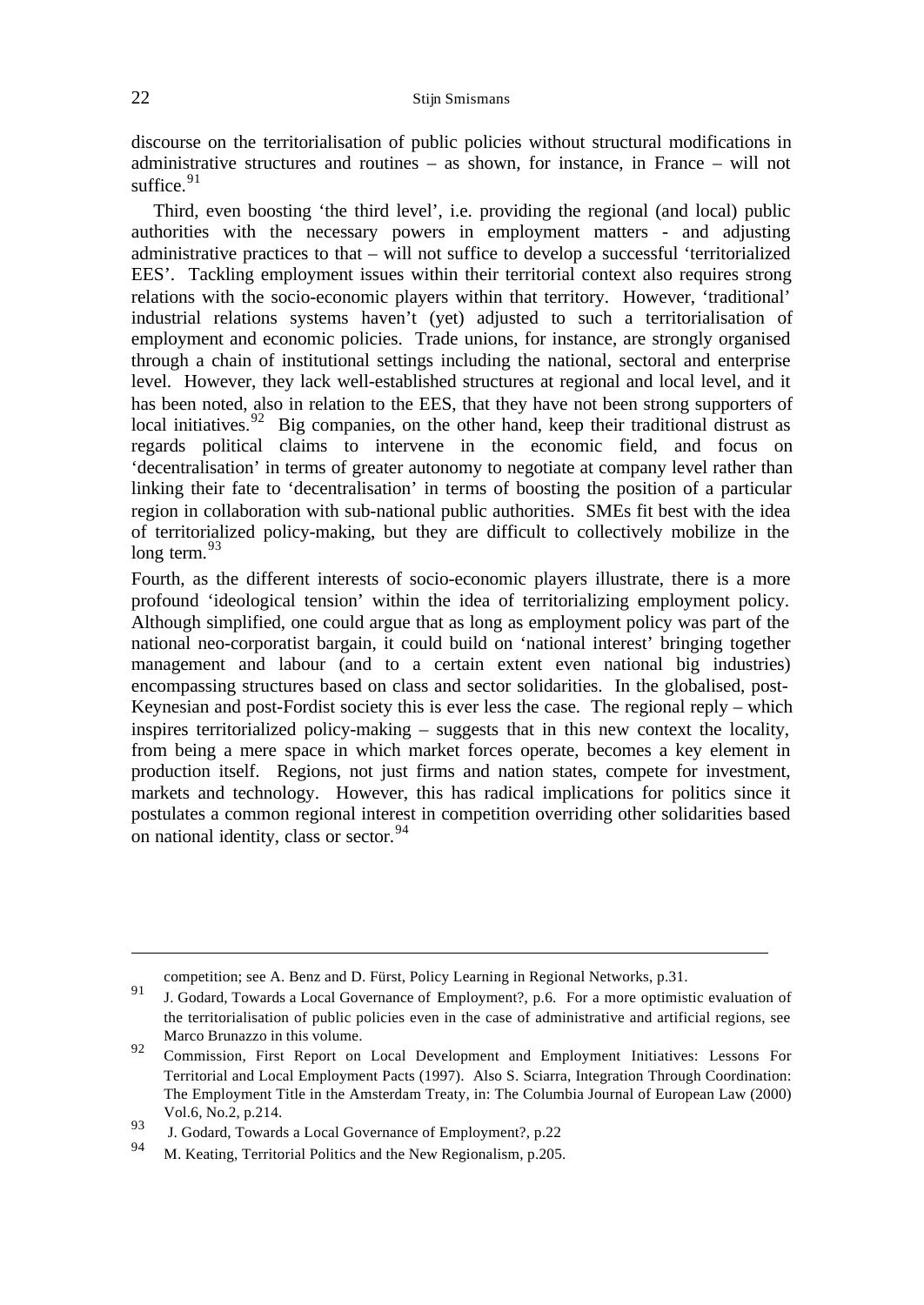discourse on the territorialisation of public policies without structural modifications in administrative structures and routines – as shown, for instance, in France – will not suffice.[91]

Third, even boosting 'the third level', i.e. providing the regional (and local) public authorities with the necessary powers in employment matters - and adjusting administrative practices to that – will not suffice to develop a successful 'territorialized EES'. Tackling employment issues within their territorial context also requires strong relations with the socio-economic players within that territory. However, 'traditional' industrial relations systems haven't (yet) adjusted to such a territorialisation of employment and economic policies. Trade unions, for instance, are strongly organised through a chain of institutional settings including the national, sectoral and enterprise level. However, they lack well-established structures at regional and local level, and it has been noted, also in relation to the EES, that they have not been strong supporters of local initiatives.[92] Big companies, on the other hand, keep their traditional distrust as regards political claims to intervene in the economic field, and focus on 'decentralisation' in terms of greater autonomy to negotiate at company level rather than linking their fate to 'decentralisation' in terms of boosting the position of a particular region in collaboration with sub-national public authorities. SMEs fit best with the idea of territorialized policy-making, but they are difficult to collectively mobilize in the long term.[93]

Fourth, as the different interests of socio-economic players illustrate, there is a more profound 'ideological tension' within the idea of territorializing employment policy. Although simplified, one could argue that as long as employment policy was part of the national neo-corporatist bargain, it could build on 'national interest' bringing together management and labour (and to a certain extent even national big industries) encompassing structures based on class and sector solidarities. In the globalised, post-Keynesian and post-Fordist society this is ever less the case. The regional reply – which inspires territorialized policy-making – suggests that in this new context the locality, from being a mere space in which market forces operate, becomes a key element in production itself. Regions, not just firms and nation states, compete for investment, markets and technology. However, this has radical implications for politics since it postulates a common regional interest in competition overriding other solidarities based on national identity, class or sector.[94]

---

competition; see A. Benz and D. Fürst, Policy Learning in Regional Networks, p.31.

91 J. Godard, Towards a Local Governance of Employment?, p.6. For a more optimistic evaluation of the territorialisation of public policies even in the case of administrative and artificial regions, see Marco Brunazzo in this volume.

92 Commission, First Report on Local Development and Employment Initiatives: Lessons For Territorial and Local Employment Pacts (1997). Also S. Sciarra, Integration Through Coordination: The Employment Title in the Amsterdam Treaty, in: The Columbia Journal of European Law (2000) Vol.6, No.2, p.214.

93 J. Godard, Towards a Local Governance of Employment?, p.22

94 M. Keating, Territorial Politics and the New Regionalism, p.205.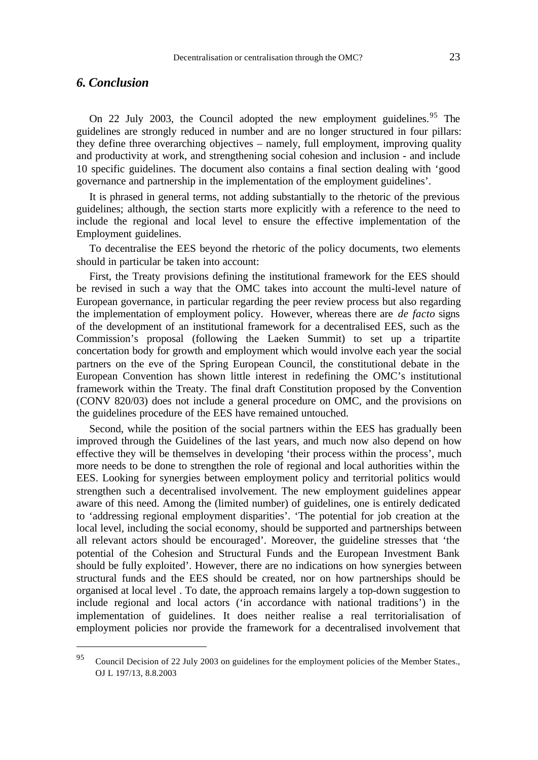## *6. Conclusion*

On 22 July 2003, the Council adopted the new employment guidelines.[95] The guidelines are strongly reduced in number and are no longer structured in four pillars: they define three overarching objectives – namely, full employment, improving quality and productivity at work, and strengthening social cohesion and inclusion - and include 10 specific guidelines. The document also contains a final section dealing with 'good governance and partnership in the implementation of the employment guidelines'.

It is phrased in general terms, not adding substantially to the rhetoric of the previous guidelines; although, the section starts more explicitly with a reference to the need to include the regional and local level to ensure the effective implementation of the Employment guidelines.

To decentralise the EES beyond the rhetoric of the policy documents, two elements should in particular be taken into account:

First, the Treaty provisions defining the institutional framework for the EES should be revised in such a way that the OMC takes into account the multi-level nature of European governance, in particular regarding the peer review process but also regarding the implementation of employment policy. However, whereas there are *de facto* signs of the development of an institutional framework for a decentralised EES, such as the Commission's proposal (following the Laeken Summit) to set up a tripartite concertation body for growth and employment which would involve each year the social partners on the eve of the Spring European Council, the constitutional debate in the European Convention has shown little interest in redefining the OMC's institutional framework within the Treaty. The final draft Constitution proposed by the Convention (CONV 820/03) does not include a general procedure on OMC, and the provisions on the guidelines procedure of the EES have remained untouched.

Second, while the position of the social partners within the EES has gradually been improved through the Guidelines of the last years, and much now also depend on how effective they will be themselves in developing 'their process within the process', much more needs to be done to strengthen the role of regional and local authorities within the EES. Looking for synergies between employment policy and territorial politics would strengthen such a decentralised involvement. The new employment guidelines appear aware of this need. Among the (limited number) of guidelines, one is entirely dedicated to 'addressing regional employment disparities'. 'The potential for job creation at the local level, including the social economy, should be supported and partnerships between all relevant actors should be encouraged'. Moreover, the guideline stresses that 'the potential of the Cohesion and Structural Funds and the European Investment Bank should be fully exploited'. However, there are no indications on how synergies between structural funds and the EES should be created, nor on how partnerships should be organised at local level . To date, the approach remains largely a top-down suggestion to include regional and local actors ('in accordance with national traditions') in the implementation of guidelines. It does neither realise a real territorialisation of employment policies nor provide the framework for a decentralised involvement that

---

[95] Council Decision of 22 July 2003 on guidelines for the employment policies of the Member States., OJ L 197/13, 8.8.2003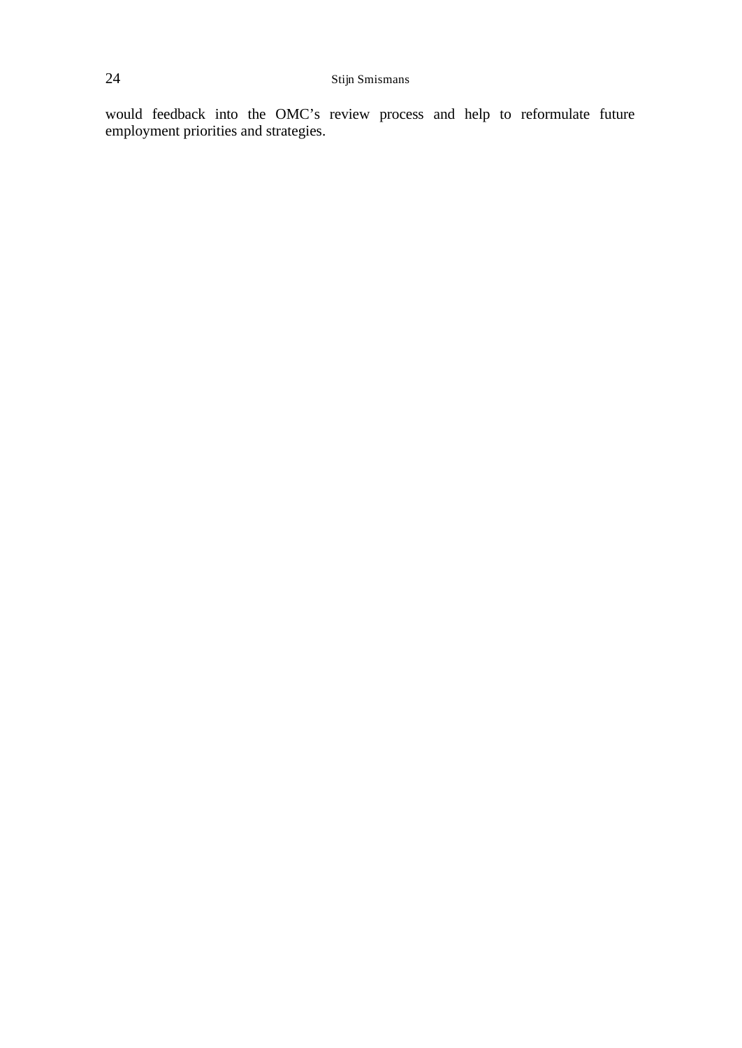would feedback into the OMC's review process and help to reformulate future employment priorities and strategies.